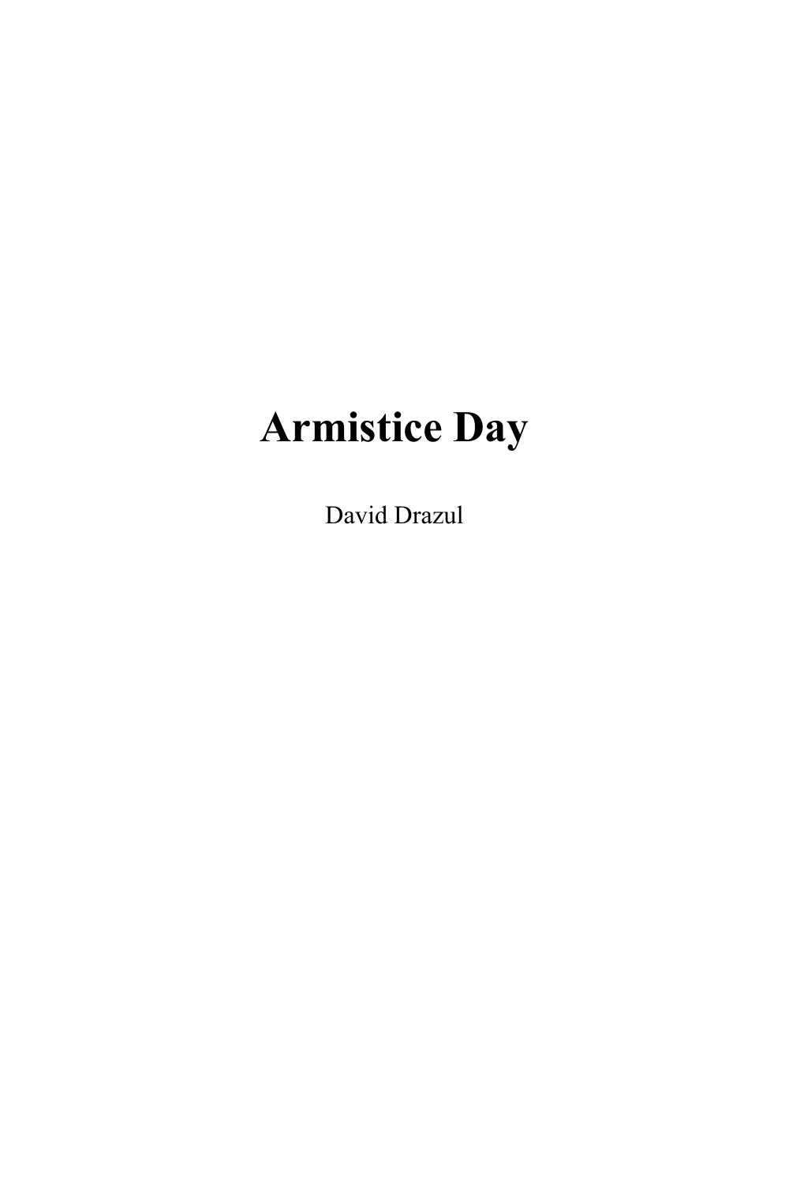# Armistice Day

David Drazul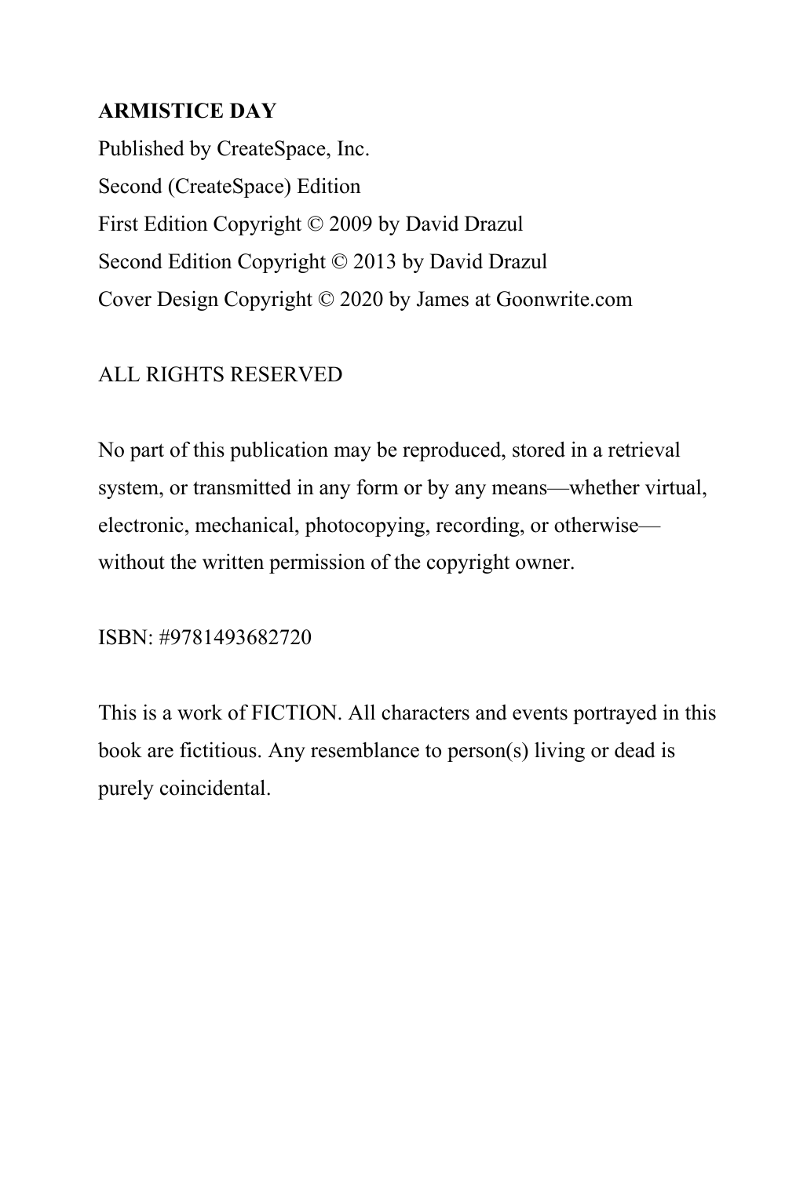**ARMISTICE DAY**

Published by CreateSpace, Inc.

Second (CreateSpace) Edition

First Edition Copyright © 2009 by David Drazul

Second Edition Copyright © 2013 by David Drazul

Cover Design Copyright © 2020 by James at Goonwrite.com

ALL RIGHTS RESERVED

No part of this publication may be reproduced, stored in a retrieval system, or transmitted in any form or by any means—whether virtual, electronic, mechanical, photocopying, recording, or otherwise—without the written permission of the copyright owner.

ISBN: #9781493682720

This is a work of FICTION. All characters and events portrayed in this book are fictitious. Any resemblance to person(s) living or dead is purely coincidental.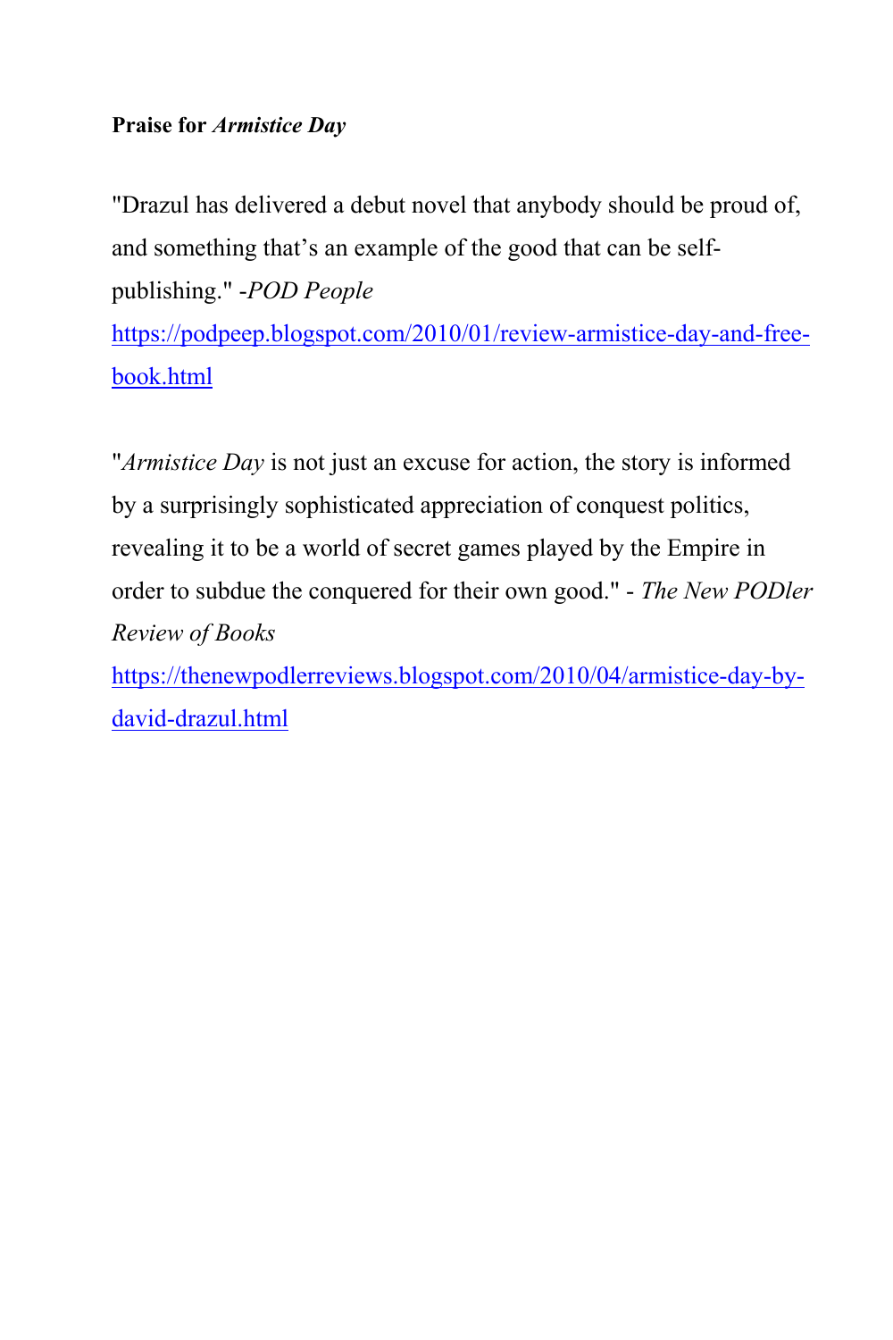**Praise for *Armistice Day***

"Drazul has delivered a debut novel that anybody should be proud of, and something that's an example of the good that can be self-publishing." -*POD People*
[https://podpeep.blogspot.com/2010/01/review-armistice-day-and-free-book.html](https://podpeep.blogspot.com/2010/01/review-armistice-day-and-free-book.html)

"*Armistice Day* is not just an excuse for action, the story is informed by a surprisingly sophisticated appreciation of conquest politics, revealing it to be a world of secret games played by the Empire in order to subdue the conquered for their own good." - *The New PODler Review of Books*
[https://thenewpodlerreviews.blogspot.com/2010/04/armistice-day-by-david-drazul.html](https://thenewpodlerreviews.blogspot.com/2010/04/armistice-day-by-david-drazul.html)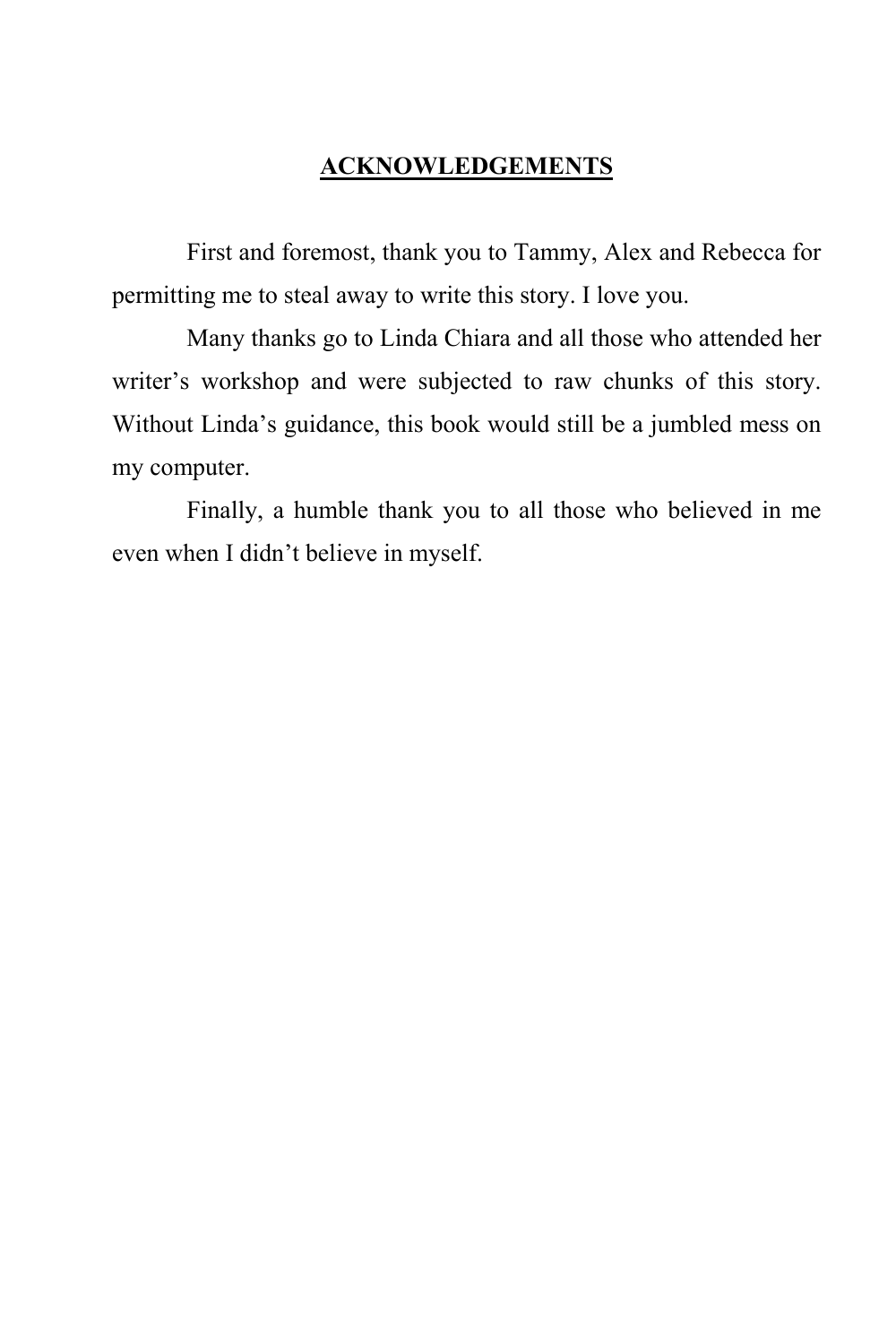# **ACKNOWLEDGEMENTS**

First and foremost, thank you to Tammy, Alex and Rebecca for permitting me to steal away to write this story. I love you.

Many thanks go to Linda Chiara and all those who attended her writer's workshop and were subjected to raw chunks of this story. Without Linda's guidance, this book would still be a jumbled mess on my computer.

Finally, a humble thank you to all those who believed in me even when I didn't believe in myself.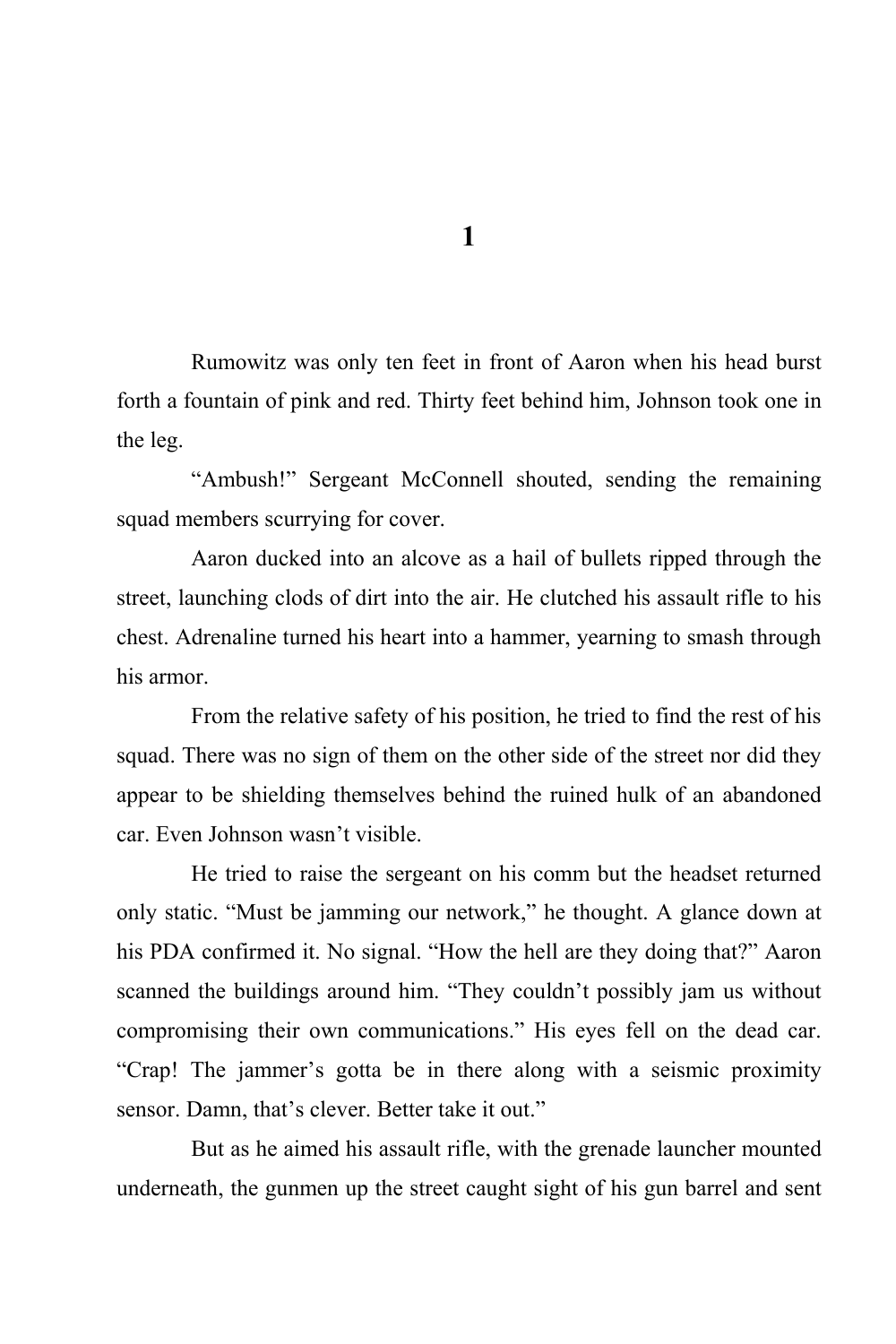# 1

Rumowitz was only ten feet in front of Aaron when his head burst forth a fountain of pink and red. Thirty feet behind him, Johnson took one in the leg.

"Ambush!" Sergeant McConnell shouted, sending the remaining squad members scurrying for cover.

Aaron ducked into an alcove as a hail of bullets ripped through the street, launching clods of dirt into the air. He clutched his assault rifle to his chest. Adrenaline turned his heart into a hammer, yearning to smash through his armor.

From the relative safety of his position, he tried to find the rest of his squad. There was no sign of them on the other side of the street nor did they appear to be shielding themselves behind the ruined hulk of an abandoned car. Even Johnson wasn't visible.

He tried to raise the sergeant on his comm but the headset returned only static. "Must be jamming our network," he thought. A glance down at his PDA confirmed it. No signal. "How the hell are they doing that?" Aaron scanned the buildings around him. "They couldn't possibly jam us without compromising their own communications." His eyes fell on the dead car. "Crap! The jammer's gotta be in there along with a seismic proximity sensor. Damn, that's clever. Better take it out."

But as he aimed his assault rifle, with the grenade launcher mounted underneath, the gunmen up the street caught sight of his gun barrel and sent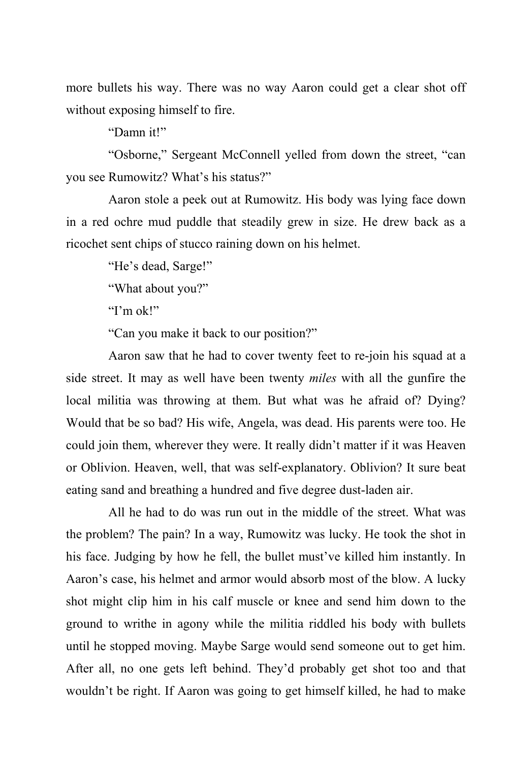more bullets his way. There was no way Aaron could get a clear shot off without exposing himself to fire.

"Damn it!"

"Osborne," Sergeant McConnell yelled from down the street, "can you see Rumowitz? What's his status?"

Aaron stole a peek out at Rumowitz. His body was lying face down in a red ochre mud puddle that steadily grew in size. He drew back as a ricochet sent chips of stucco raining down on his helmet.

"He's dead, Sarge!"

"What about you?"

"I'm ok!"

"Can you make it back to our position?"

Aaron saw that he had to cover twenty feet to re-join his squad at a side street. It may as well have been twenty *miles* with all the gunfire the local militia was throwing at them. But what was he afraid of? Dying? Would that be so bad? His wife, Angela, was dead. His parents were too. He could join them, wherever they were. It really didn't matter if it was Heaven or Oblivion. Heaven, well, that was self-explanatory. Oblivion? It sure beat eating sand and breathing a hundred and five degree dust-laden air.

All he had to do was run out in the middle of the street. What was the problem? The pain? In a way, Rumowitz was lucky. He took the shot in his face. Judging by how he fell, the bullet must've killed him instantly. In Aaron's case, his helmet and armor would absorb most of the blow. A lucky shot might clip him in his calf muscle or knee and send him down to the ground to writhe in agony while the militia riddled his body with bullets until he stopped moving. Maybe Sarge would send someone out to get him. After all, no one gets left behind. They'd probably get shot too and that wouldn't be right. If Aaron was going to get himself killed, he had to make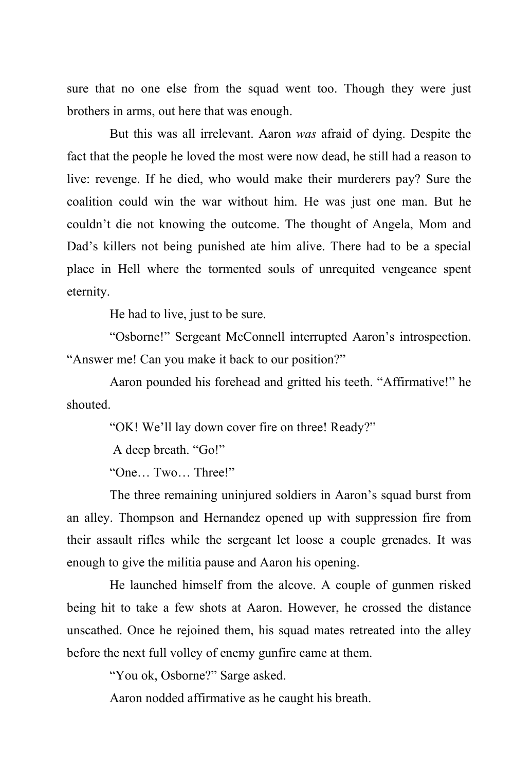sure that no one else from the squad went too. Though they were just brothers in arms, out here that was enough.

But this was all irrelevant. Aaron *was* afraid of dying. Despite the fact that the people he loved the most were now dead, he still had a reason to live: revenge. If he died, who would make their murderers pay? Sure the coalition could win the war without him. He was just one man. But he couldn't die not knowing the outcome. The thought of Angela, Mom and Dad's killers not being punished ate him alive. There had to be a special place in Hell where the tormented souls of unrequited vengeance spent eternity.

He had to live, just to be sure.

"Osborne!" Sergeant McConnell interrupted Aaron's introspection. "Answer me! Can you make it back to our position?"

Aaron pounded his forehead and gritted his teeth. "Affirmative!" he shouted.

"OK! We'll lay down cover fire on three! Ready?"

A deep breath. "Go!"

"One… Two… Three!"

The three remaining uninjured soldiers in Aaron's squad burst from an alley. Thompson and Hernandez opened up with suppression fire from their assault rifles while the sergeant let loose a couple grenades. It was enough to give the militia pause and Aaron his opening.

He launched himself from the alcove. A couple of gunmen risked being hit to take a few shots at Aaron. However, he crossed the distance unscathed. Once he rejoined them, his squad mates retreated into the alley before the next full volley of enemy gunfire came at them.

"You ok, Osborne?" Sarge asked.

Aaron nodded affirmative as he caught his breath.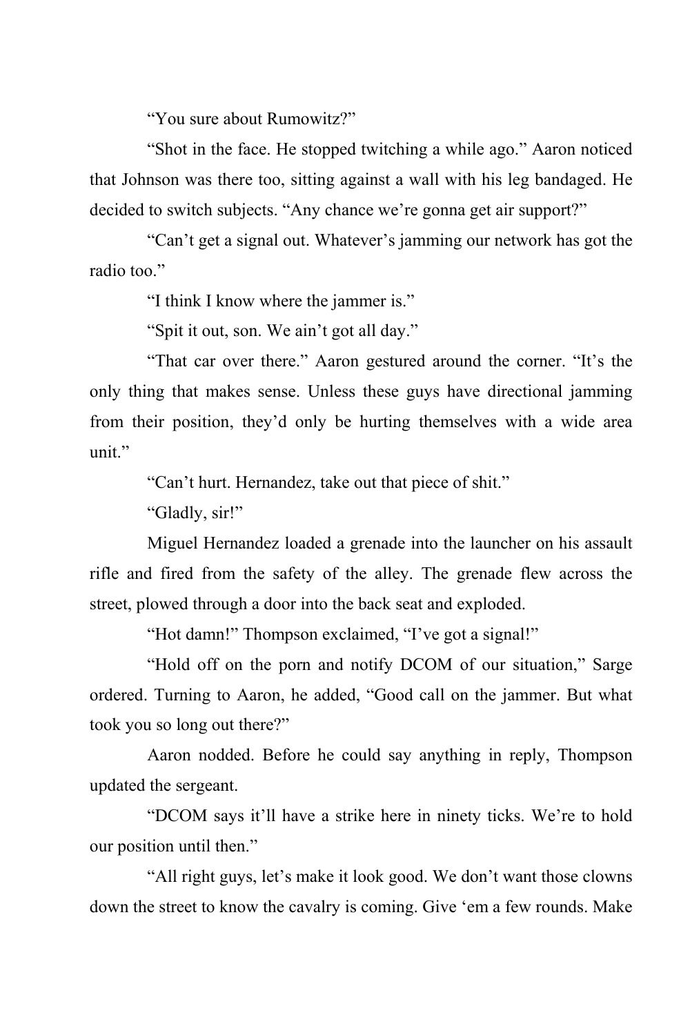"You sure about Rumowitz?"

"Shot in the face. He stopped twitching a while ago." Aaron noticed that Johnson was there too, sitting against a wall with his leg bandaged. He decided to switch subjects. "Any chance we're gonna get air support?"

"Can't get a signal out. Whatever's jamming our network has got the radio too."

"I think I know where the jammer is."

"Spit it out, son. We ain't got all day."

"That car over there." Aaron gestured around the corner. "It's the only thing that makes sense. Unless these guys have directional jamming from their position, they'd only be hurting themselves with a wide area unit."

"Can't hurt. Hernandez, take out that piece of shit."

"Gladly, sir!"

Miguel Hernandez loaded a grenade into the launcher on his assault rifle and fired from the safety of the alley. The grenade flew across the street, plowed through a door into the back seat and exploded.

"Hot damn!" Thompson exclaimed, "I've got a signal!"

"Hold off on the porn and notify DCOM of our situation," Sarge ordered. Turning to Aaron, he added, "Good call on the jammer. But what took you so long out there?"

Aaron nodded. Before he could say anything in reply, Thompson updated the sergeant.

"DCOM says it'll have a strike here in ninety ticks. We're to hold our position until then."

"All right guys, let's make it look good. We don't want those clowns down the street to know the cavalry is coming. Give 'em a few rounds. Make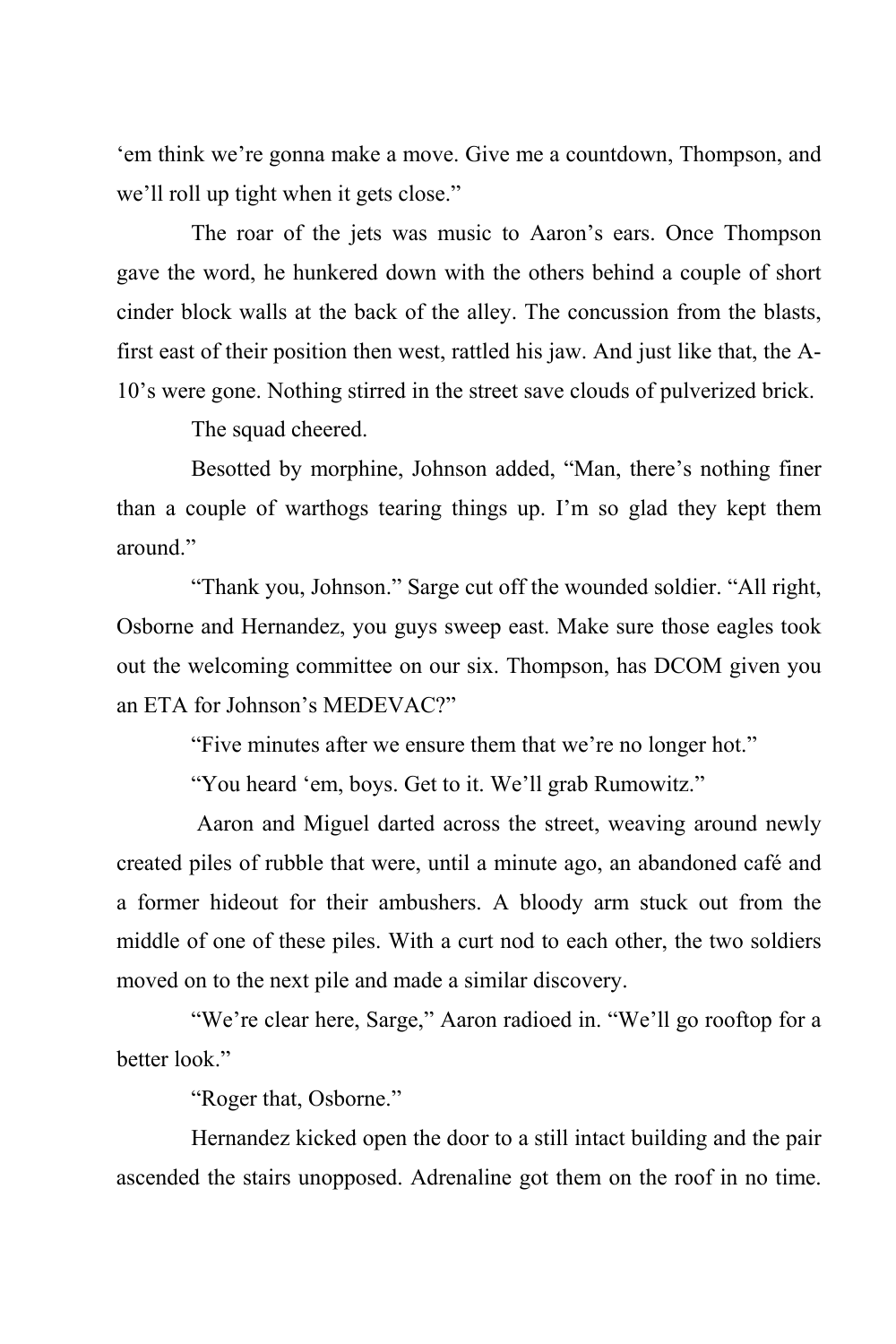‘em think we’re gonna make a move. Give me a countdown, Thompson, and we’ll roll up tight when it gets close.”

The roar of the jets was music to Aaron’s ears. Once Thompson gave the word, he hunkered down with the others behind a couple of short cinder block walls at the back of the alley. The concussion from the blasts, first east of their position then west, rattled his jaw. And just like that, the A-10’s were gone. Nothing stirred in the street save clouds of pulverized brick.

The squad cheered.

Besotted by morphine, Johnson added, “Man, there’s nothing finer than a couple of warthogs tearing things up. I’m so glad they kept them around.”

“Thank you, Johnson.” Sarge cut off the wounded soldier. “All right, Osborne and Hernandez, you guys sweep east. Make sure those eagles took out the welcoming committee on our six. Thompson, has DCOM given you an ETA for Johnson’s MEDEVAC?”

“Five minutes after we ensure them that we’re no longer hot.”

“You heard ‘em, boys. Get to it. We’ll grab Rumowitz.”

Aaron and Miguel darted across the street, weaving around newly created piles of rubble that were, until a minute ago, an abandoned café and a former hideout for their ambushers. A bloody arm stuck out from the middle of one of these piles. With a curt nod to each other, the two soldiers moved on to the next pile and made a similar discovery.

“We’re clear here, Sarge,” Aaron radioed in. “We’ll go rooftop for a better look.”

“Roger that, Osborne.”

Hernandez kicked open the door to a still intact building and the pair ascended the stairs unopposed. Adrenaline got them on the roof in no time.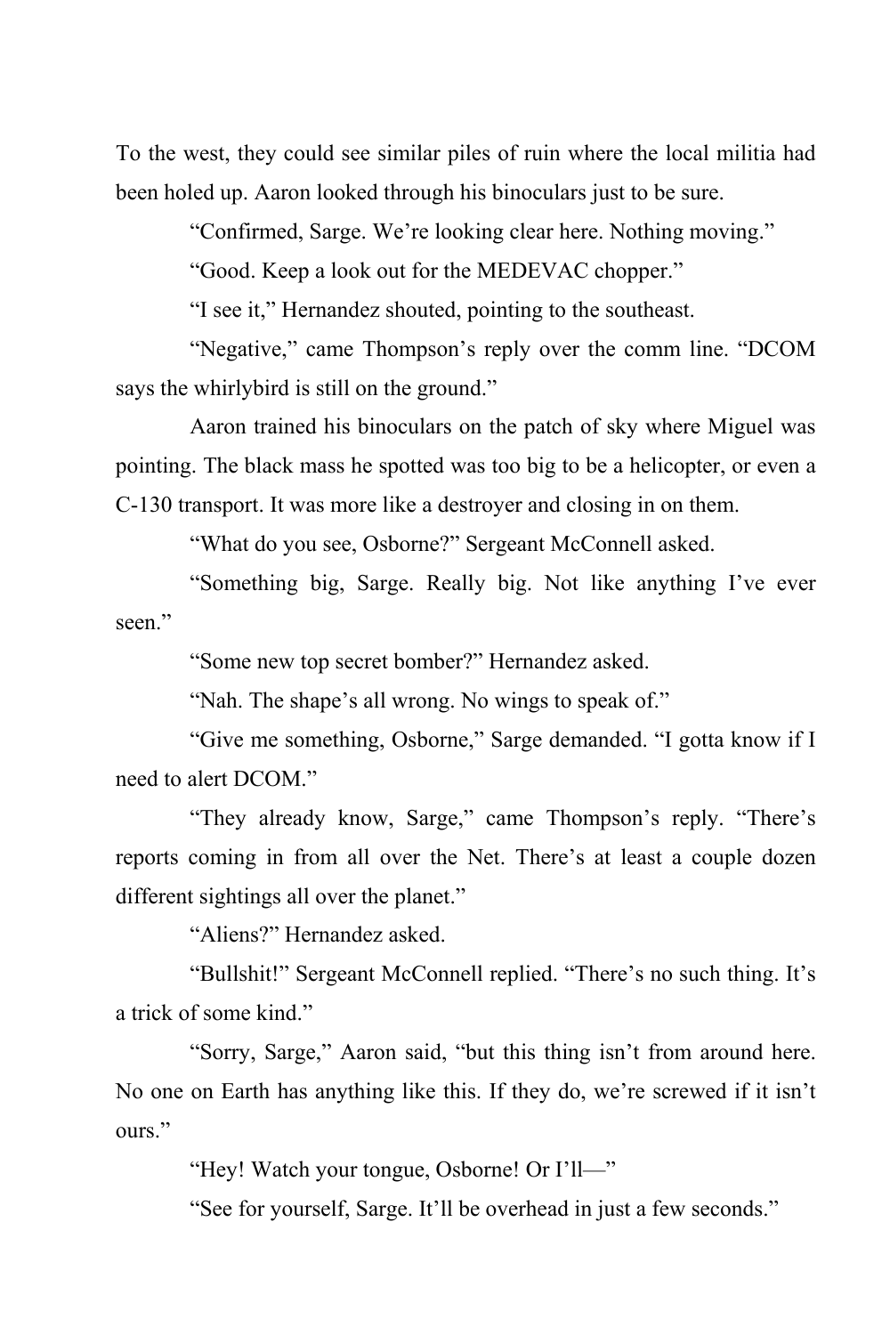To the west, they could see similar piles of ruin where the local militia had been holed up. Aaron looked through his binoculars just to be sure.

"Confirmed, Sarge. We're looking clear here. Nothing moving."

"Good. Keep a look out for the MEDEVAC chopper."

"I see it," Hernandez shouted, pointing to the southeast.

"Negative," came Thompson's reply over the comm line. "DCOM says the whirlybird is still on the ground."

Aaron trained his binoculars on the patch of sky where Miguel was pointing. The black mass he spotted was too big to be a helicopter, or even a C-130 transport. It was more like a destroyer and closing in on them.

"What do you see, Osborne?" Sergeant McConnell asked.

"Something big, Sarge. Really big. Not like anything I've ever seen."

"Some new top secret bomber?" Hernandez asked.

"Nah. The shape's all wrong. No wings to speak of."

"Give me something, Osborne," Sarge demanded. "I gotta know if I need to alert DCOM."

"They already know, Sarge," came Thompson's reply. "There's reports coming in from all over the Net. There's at least a couple dozen different sightings all over the planet."

"Aliens?" Hernandez asked.

"Bullshit!" Sergeant McConnell replied. "There's no such thing. It's a trick of some kind."

"Sorry, Sarge," Aaron said, "but this thing isn't from around here. No one on Earth has anything like this. If they do, we're screwed if it isn't ours."

"Hey! Watch your tongue, Osborne! Or I'll—"

"See for yourself, Sarge. It'll be overhead in just a few seconds."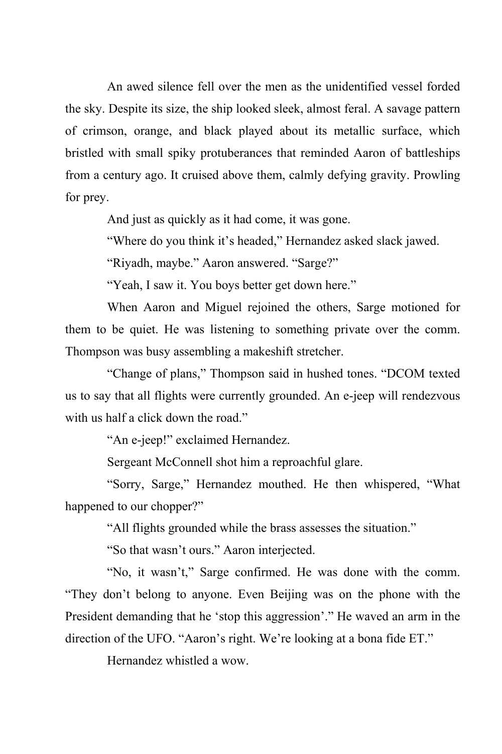An awed silence fell over the men as the unidentified vessel forded the sky. Despite its size, the ship looked sleek, almost feral. A savage pattern of crimson, orange, and black played about its metallic surface, which bristled with small spiky protuberances that reminded Aaron of battleships from a century ago. It cruised above them, calmly defying gravity. Prowling for prey.

And just as quickly as it had come, it was gone.

"Where do you think it's headed," Hernandez asked slack jawed.

"Riyadh, maybe." Aaron answered. "Sarge?"

"Yeah, I saw it. You boys better get down here."

When Aaron and Miguel rejoined the others, Sarge motioned for them to be quiet. He was listening to something private over the comm. Thompson was busy assembling a makeshift stretcher.

"Change of plans," Thompson said in hushed tones. "DCOM texted us to say that all flights were currently grounded. An e-jeep will rendezvous with us half a click down the road."

"An e-jeep!" exclaimed Hernandez.

Sergeant McConnell shot him a reproachful glare.

"Sorry, Sarge," Hernandez mouthed. He then whispered, "What happened to our chopper?"

"All flights grounded while the brass assesses the situation."

"So that wasn't ours." Aaron interjected.

"No, it wasn't," Sarge confirmed. He was done with the comm. "They don't belong to anyone. Even Beijing was on the phone with the President demanding that he 'stop this aggression'." He waved an arm in the direction of the UFO. "Aaron's right. We're looking at a bona fide ET."

Hernandez whistled a wow.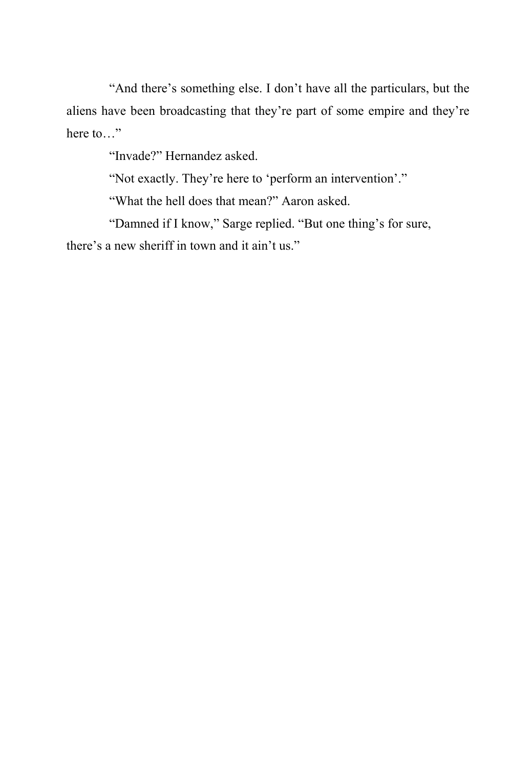"And there's something else. I don't have all the particulars, but the aliens have been broadcasting that they're part of some empire and they're here to…"

"Invade?" Hernandez asked.

"Not exactly. They're here to 'perform an intervention'."

"What the hell does that mean?" Aaron asked.

"Damned if I know," Sarge replied. "But one thing's for sure, there's a new sheriff in town and it ain't us."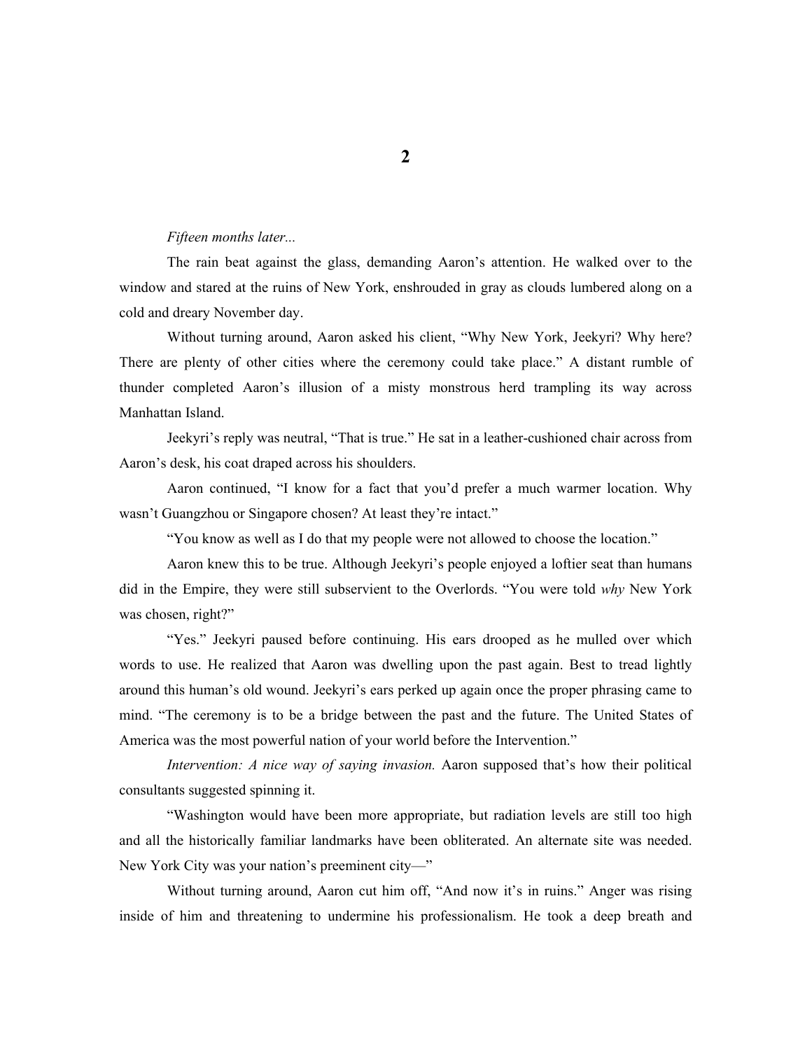# 2

*Fifteen months later...*

The rain beat against the glass, demanding Aaron's attention. He walked over to the window and stared at the ruins of New York, enshrouded in gray as clouds lumbered along on a cold and dreary November day.

Without turning around, Aaron asked his client, "Why New York, Jeekyri? Why here? There are plenty of other cities where the ceremony could take place." A distant rumble of thunder completed Aaron's illusion of a misty monstrous herd trampling its way across Manhattan Island.

Jeekyri's reply was neutral, "That is true." He sat in a leather-cushioned chair across from Aaron's desk, his coat draped across his shoulders.

Aaron continued, "I know for a fact that you'd prefer a much warmer location. Why wasn't Guangzhou or Singapore chosen? At least they're intact."

"You know as well as I do that my people were not allowed to choose the location."

Aaron knew this to be true. Although Jeekyri's people enjoyed a loftier seat than humans did in the Empire, they were still subservient to the Overlords. "You were told *why* New York was chosen, right?"

"Yes." Jeekyri paused before continuing. His ears drooped as he mulled over which words to use. He realized that Aaron was dwelling upon the past again. Best to tread lightly around this human's old wound. Jeekyri's ears perked up again once the proper phrasing came to mind. "The ceremony is to be a bridge between the past and the future. The United States of America was the most powerful nation of your world before the Intervention."

*Intervention: A nice way of saying invasion.* Aaron supposed that's how their political consultants suggested spinning it.

"Washington would have been more appropriate, but radiation levels are still too high and all the historically familiar landmarks have been obliterated. An alternate site was needed. New York City was your nation's preeminent city—"

Without turning around, Aaron cut him off, "And now it's in ruins." Anger was rising inside of him and threatening to undermine his professionalism. He took a deep breath and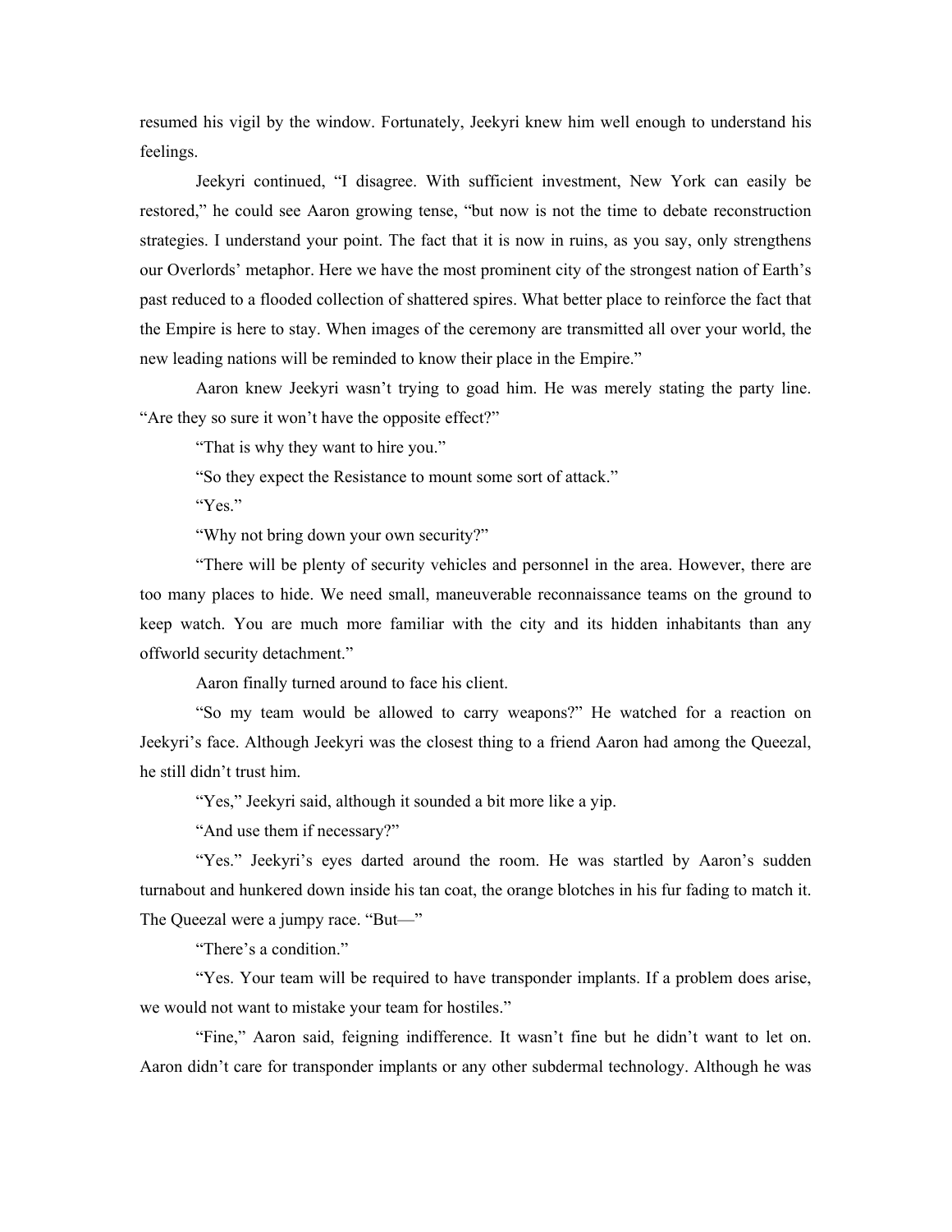resumed his vigil by the window. Fortunately, Jeekyri knew him well enough to understand his feelings.

Jeekyri continued, "I disagree. With sufficient investment, New York can easily be restored," he could see Aaron growing tense, "but now is not the time to debate reconstruction strategies. I understand your point. The fact that it is now in ruins, as you say, only strengthens our Overlords' metaphor. Here we have the most prominent city of the strongest nation of Earth's past reduced to a flooded collection of shattered spires. What better place to reinforce the fact that the Empire is here to stay. When images of the ceremony are transmitted all over your world, the new leading nations will be reminded to know their place in the Empire."

Aaron knew Jeekyri wasn't trying to goad him. He was merely stating the party line. "Are they so sure it won't have the opposite effect?"

"That is why they want to hire you."

"So they expect the Resistance to mount some sort of attack."

"Yes."

"Why not bring down your own security?"

"There will be plenty of security vehicles and personnel in the area. However, there are too many places to hide. We need small, maneuverable reconnaissance teams on the ground to keep watch. You are much more familiar with the city and its hidden inhabitants than any offworld security detachment."

Aaron finally turned around to face his client.

"So my team would be allowed to carry weapons?" He watched for a reaction on Jeekyri's face. Although Jeekyri was the closest thing to a friend Aaron had among the Queezal, he still didn't trust him.

"Yes," Jeekyri said, although it sounded a bit more like a yip.

"And use them if necessary?"

"Yes." Jeekyri's eyes darted around the room. He was startled by Aaron's sudden turnabout and hunkered down inside his tan coat, the orange blotches in his fur fading to match it. The Queezal were a jumpy race. "But—"

"There's a condition."

"Yes. Your team will be required to have transponder implants. If a problem does arise, we would not want to mistake your team for hostiles."

"Fine," Aaron said, feigning indifference. It wasn't fine but he didn't want to let on. Aaron didn't care for transponder implants or any other subdermal technology. Although he was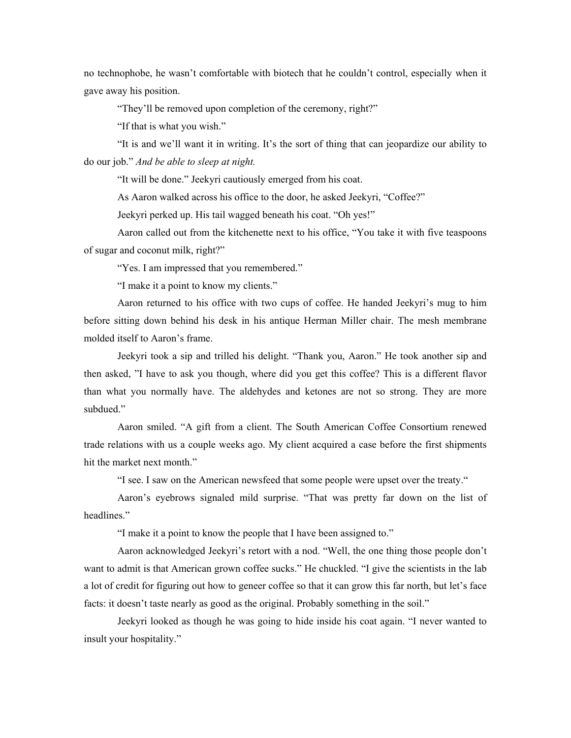no technophobe, he wasn't comfortable with biotech that he couldn't control, especially when it gave away his position.

"They'll be removed upon completion of the ceremony, right?"

"If that is what you wish."

"It is and we'll want it in writing. It's the sort of thing that can jeopardize our ability to do our job." *And be able to sleep at night.*

"It will be done." Jeekyri cautiously emerged from his coat.

As Aaron walked across his office to the door, he asked Jeekyri, "Coffee?"

Jeekyri perked up. His tail wagged beneath his coat. "Oh yes!"

Aaron called out from the kitchenette next to his office, "You take it with five teaspoons of sugar and coconut milk, right?"

"Yes. I am impressed that you remembered."

"I make it a point to know my clients."

Aaron returned to his office with two cups of coffee. He handed Jeekyri's mug to him before sitting down behind his desk in his antique Herman Miller chair. The mesh membrane molded itself to Aaron's frame.

Jeekyri took a sip and trilled his delight. "Thank you, Aaron." He took another sip and then asked, "I have to ask you though, where did you get this coffee? This is a different flavor than what you normally have. The aldehydes and ketones are not so strong. They are more subdued."

Aaron smiled. "A gift from a client. The South American Coffee Consortium renewed trade relations with us a couple weeks ago. My client acquired a case before the first shipments hit the market next month."

"I see. I saw on the American newsfeed that some people were upset over the treaty."

Aaron's eyebrows signaled mild surprise. "That was pretty far down on the list of headlines."

"I make it a point to know the people that I have been assigned to."

Aaron acknowledged Jeekyri's retort with a nod. "Well, the one thing those people don't want to admit is that American grown coffee sucks." He chuckled. "I give the scientists in the lab a lot of credit for figuring out how to geneer coffee so that it can grow this far north, but let's face facts: it doesn't taste nearly as good as the original. Probably something in the soil."

Jeekyri looked as though he was going to hide inside his coat again. "I never wanted to insult your hospitality."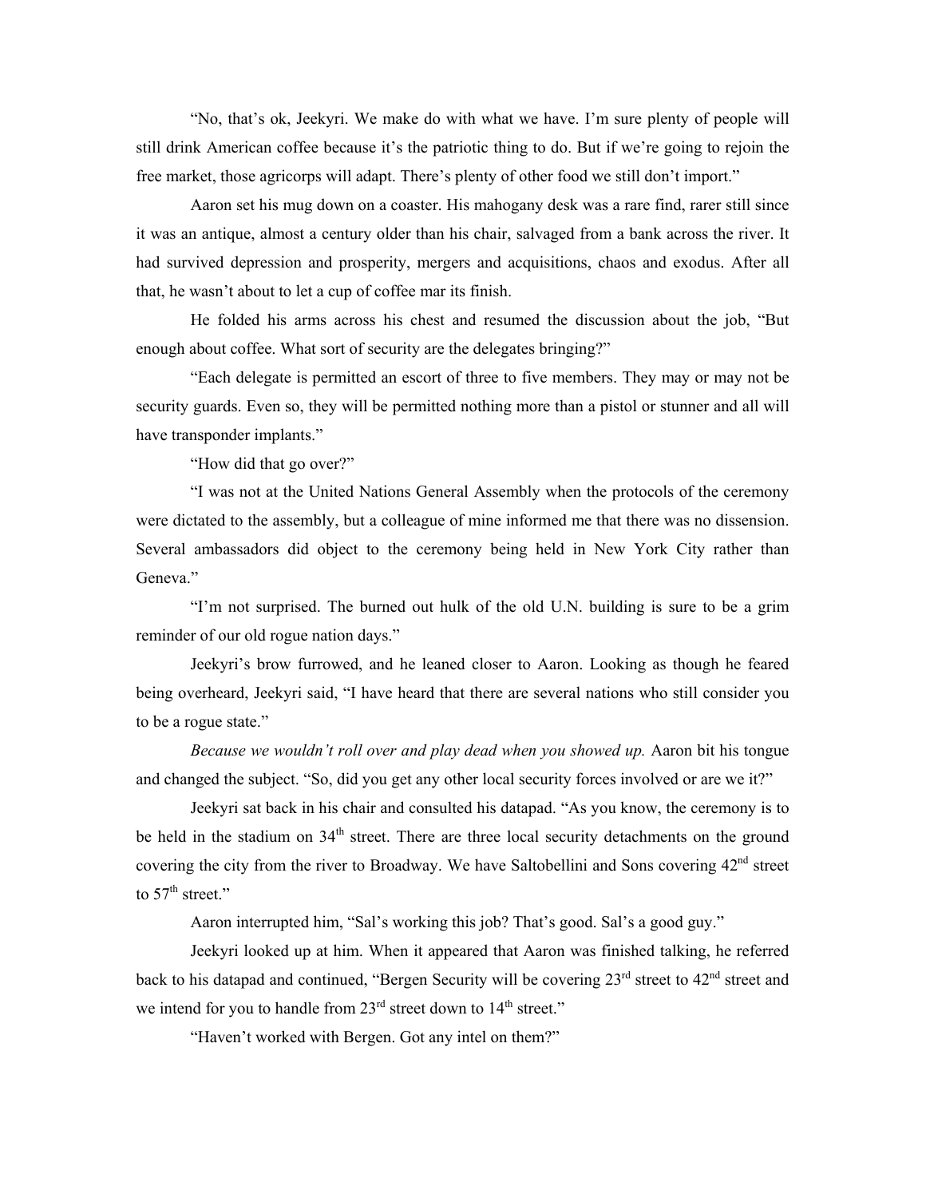"No, that's ok, Jeekyri. We make do with what we have. I'm sure plenty of people will still drink American coffee because it's the patriotic thing to do. But if we're going to rejoin the free market, those agricorps will adapt. There's plenty of other food we still don't import."

Aaron set his mug down on a coaster. His mahogany desk was a rare find, rarer still since it was an antique, almost a century older than his chair, salvaged from a bank across the river. It had survived depression and prosperity, mergers and acquisitions, chaos and exodus. After all that, he wasn't about to let a cup of coffee mar its finish.

He folded his arms across his chest and resumed the discussion about the job, "But enough about coffee. What sort of security are the delegates bringing?"

"Each delegate is permitted an escort of three to five members. They may or may not be security guards. Even so, they will be permitted nothing more than a pistol or stunner and all will have transponder implants."

"How did that go over?"

"I was not at the United Nations General Assembly when the protocols of the ceremony were dictated to the assembly, but a colleague of mine informed me that there was no dissension. Several ambassadors did object to the ceremony being held in New York City rather than Geneva."

"I'm not surprised. The burned out hulk of the old U.N. building is sure to be a grim reminder of our old rogue nation days."

Jeekyri's brow furrowed, and he leaned closer to Aaron. Looking as though he feared being overheard, Jeekyri said, "I have heard that there are several nations who still consider you to be a rogue state."

*Because we wouldn't roll over and play dead when you showed up.* Aaron bit his tongue and changed the subject. "So, did you get any other local security forces involved or are we it?"

Jeekyri sat back in his chair and consulted his datapad. "As you know, the ceremony is to be held in the stadium on 34th street. There are three local security detachments on the ground covering the city from the river to Broadway. We have Saltobellini and Sons covering 42nd street to 57th street."

Aaron interrupted him, "Sal's working this job? That's good. Sal's a good guy."

Jeekyri looked up at him. When it appeared that Aaron was finished talking, he referred back to his datapad and continued, "Bergen Security will be covering 23rd street to 42nd street and we intend for you to handle from 23rd street down to 14th street."

"Haven't worked with Bergen. Got any intel on them?"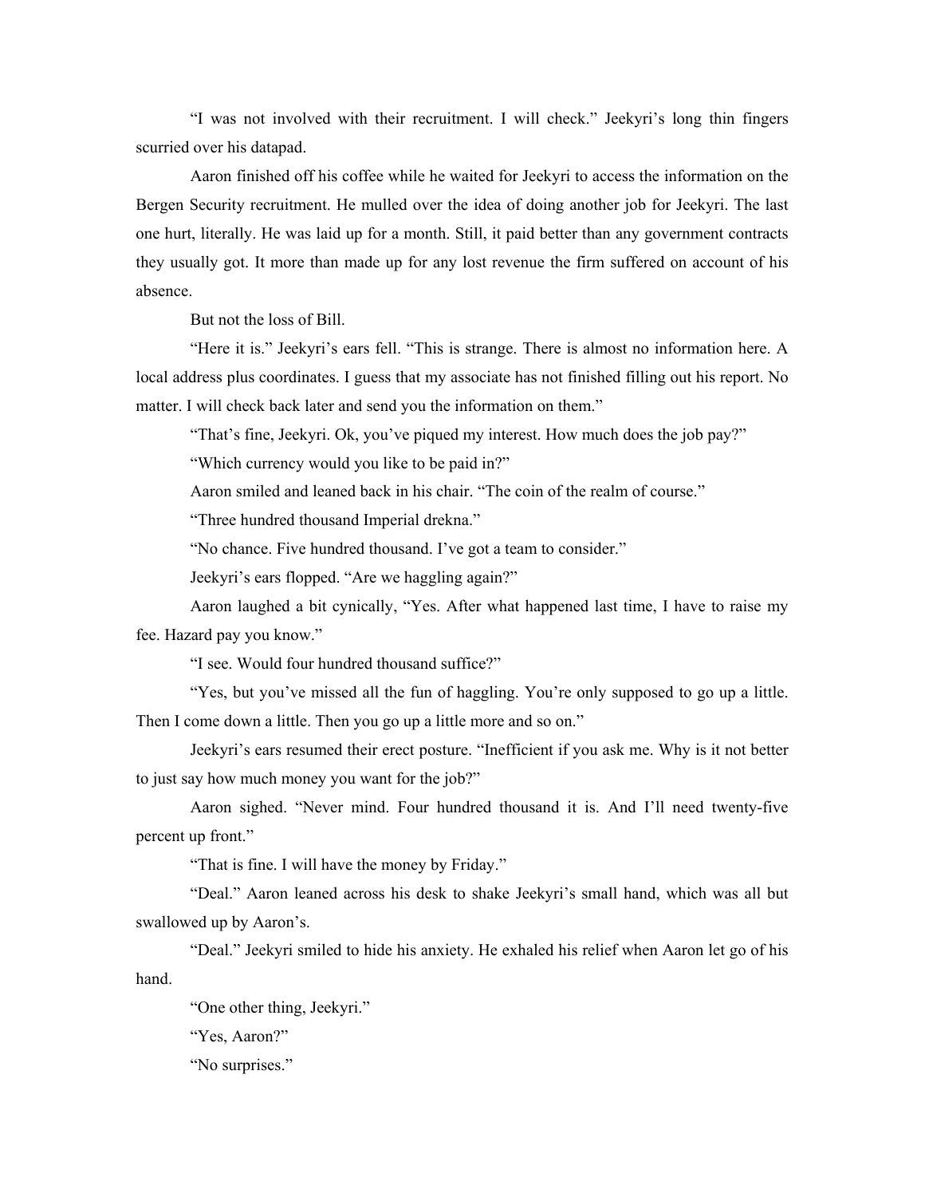"I was not involved with their recruitment. I will check." Jeekyri's long thin fingers scurried over his datapad.

Aaron finished off his coffee while he waited for Jeekyri to access the information on the Bergen Security recruitment. He mulled over the idea of doing another job for Jeekyri. The last one hurt, literally. He was laid up for a month. Still, it paid better than any government contracts they usually got. It more than made up for any lost revenue the firm suffered on account of his absence.

But not the loss of Bill.

"Here it is." Jeekyri's ears fell. "This is strange. There is almost no information here. A local address plus coordinates. I guess that my associate has not finished filling out his report. No matter. I will check back later and send you the information on them."

"That's fine, Jeekyri. Ok, you've piqued my interest. How much does the job pay?"

"Which currency would you like to be paid in?"

Aaron smiled and leaned back in his chair. "The coin of the realm of course."

"Three hundred thousand Imperial drekna."

"No chance. Five hundred thousand. I've got a team to consider."

Jeekyri's ears flopped. "Are we haggling again?"

Aaron laughed a bit cynically, "Yes. After what happened last time, I have to raise my fee. Hazard pay you know."

"I see. Would four hundred thousand suffice?"

"Yes, but you've missed all the fun of haggling. You're only supposed to go up a little. Then I come down a little. Then you go up a little more and so on."

Jeekyri's ears resumed their erect posture. "Inefficient if you ask me. Why is it not better to just say how much money you want for the job?"

Aaron sighed. "Never mind. Four hundred thousand it is. And I'll need twenty-five percent up front."

"That is fine. I will have the money by Friday."

"Deal." Aaron leaned across his desk to shake Jeekyri's small hand, which was all but swallowed up by Aaron's.

"Deal." Jeekyri smiled to hide his anxiety. He exhaled his relief when Aaron let go of his hand.

"One other thing, Jeekyri."

"Yes, Aaron?"

"No surprises."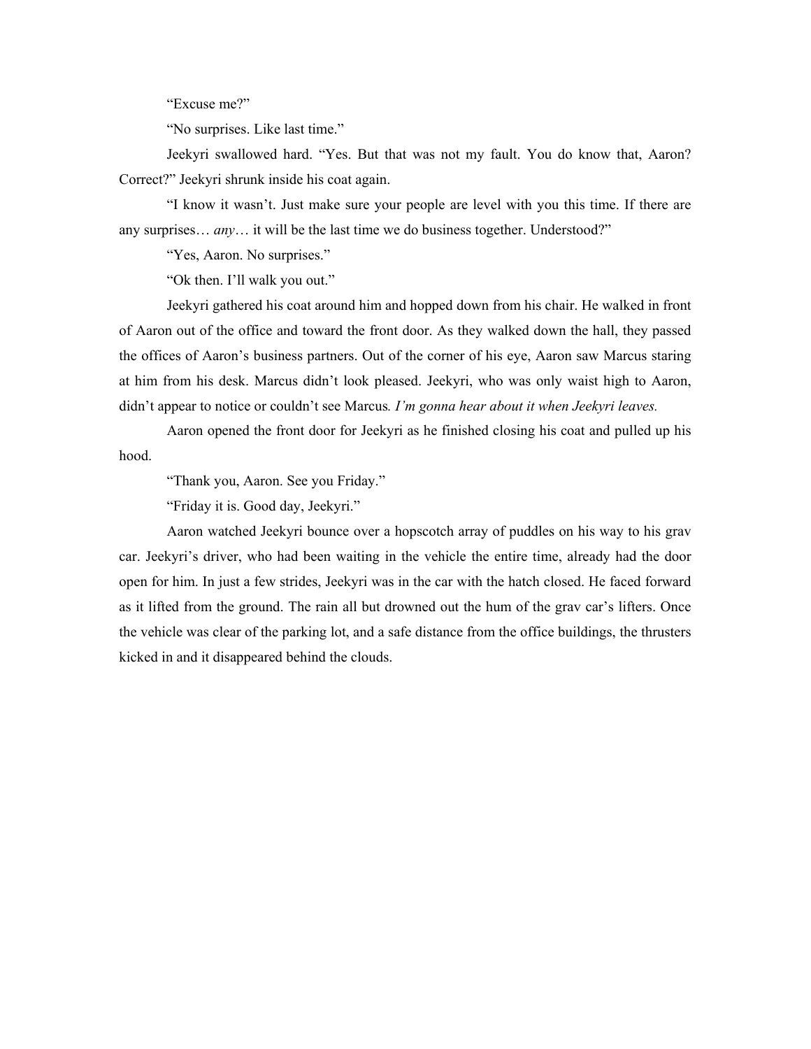"Excuse me?"

"No surprises. Like last time."

Jeekyri swallowed hard. "Yes. But that was not my fault. You do know that, Aaron? Correct?" Jeekyri shrunk inside his coat again.

"I know it wasn't. Just make sure your people are level with you this time. If there are any surprises… *any*… it will be the last time we do business together. Understood?"

"Yes, Aaron. No surprises."

"Ok then. I'll walk you out."

Jeekyri gathered his coat around him and hopped down from his chair. He walked in front of Aaron out of the office and toward the front door. As they walked down the hall, they passed the offices of Aaron's business partners. Out of the corner of his eye, Aaron saw Marcus staring at him from his desk. Marcus didn't look pleased. Jeekyri, who was only waist high to Aaron, didn't appear to notice or couldn't see Marcus. *I'm gonna hear about it when Jeekyri leaves.*

Aaron opened the front door for Jeekyri as he finished closing his coat and pulled up his hood.

"Thank you, Aaron. See you Friday."

"Friday it is. Good day, Jeekyri."

Aaron watched Jeekyri bounce over a hopscotch array of puddles on his way to his grav car. Jeekyri's driver, who had been waiting in the vehicle the entire time, already had the door open for him. In just a few strides, Jeekyri was in the car with the hatch closed. He faced forward as it lifted from the ground. The rain all but drowned out the hum of the grav car's lifters. Once the vehicle was clear of the parking lot, and a safe distance from the office buildings, the thrusters kicked in and it disappeared behind the clouds.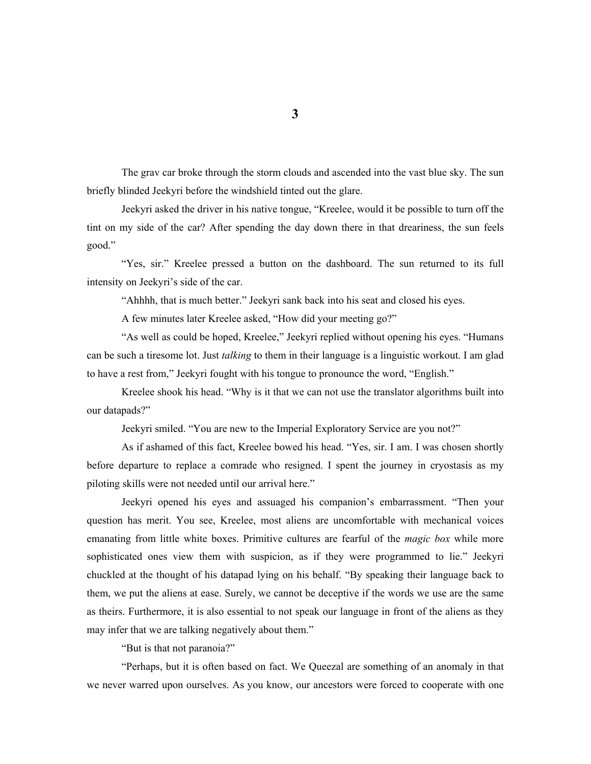# 3

The grav car broke through the storm clouds and ascended into the vast blue sky. The sun briefly blinded Jeekyri before the windshield tinted out the glare.

Jeekyri asked the driver in his native tongue, "Kreelee, would it be possible to turn off the tint on my side of the car? After spending the day down there in that dreariness, the sun feels good."

"Yes, sir." Kreelee pressed a button on the dashboard. The sun returned to its full intensity on Jeekyri's side of the car.

"Ahhhh, that is much better." Jeekyri sank back into his seat and closed his eyes.

A few minutes later Kreelee asked, "How did your meeting go?"

"As well as could be hoped, Kreelee," Jeekyri replied without opening his eyes. "Humans can be such a tiresome lot. Just *talking* to them in their language is a linguistic workout. I am glad to have a rest from," Jeekyri fought with his tongue to pronounce the word, "English."

Kreelee shook his head. "Why is it that we can not use the translator algorithms built into our datapads?"

Jeekyri smiled. "You are new to the Imperial Exploratory Service are you not?"

As if ashamed of this fact, Kreelee bowed his head. "Yes, sir. I am. I was chosen shortly before departure to replace a comrade who resigned. I spent the journey in cryostasis as my piloting skills were not needed until our arrival here."

Jeekyri opened his eyes and assuaged his companion's embarrassment. "Then your question has merit. You see, Kreelee, most aliens are uncomfortable with mechanical voices emanating from little white boxes. Primitive cultures are fearful of the *magic box* while more sophisticated ones view them with suspicion, as if they were programmed to lie." Jeekyri chuckled at the thought of his datapad lying on his behalf. "By speaking their language back to them, we put the aliens at ease. Surely, we cannot be deceptive if the words we use are the same as theirs. Furthermore, it is also essential to not speak our language in front of the aliens as they may infer that we are talking negatively about them."

"But is that not paranoia?"

"Perhaps, but it is often based on fact. We Queezal are something of an anomaly in that we never warred upon ourselves. As you know, our ancestors were forced to cooperate with one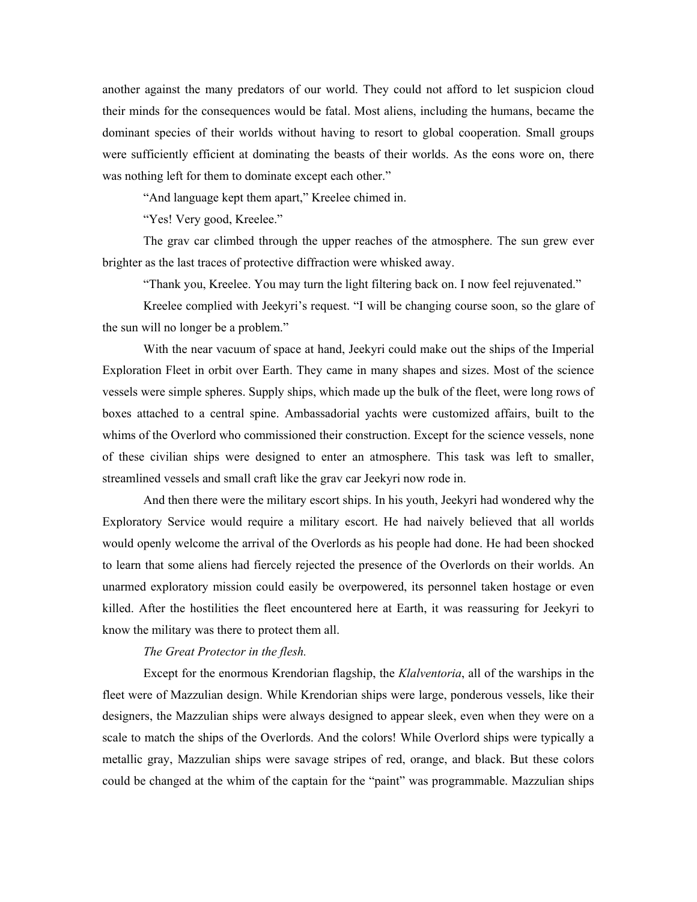another against the many predators of our world. They could not afford to let suspicion cloud their minds for the consequences would be fatal. Most aliens, including the humans, became the dominant species of their worlds without having to resort to global cooperation. Small groups were sufficiently efficient at dominating the beasts of their worlds. As the eons wore on, there was nothing left for them to dominate except each other."

"And language kept them apart," Kreelee chimed in.

"Yes! Very good, Kreelee."

The grav car climbed through the upper reaches of the atmosphere. The sun grew ever brighter as the last traces of protective diffraction were whisked away.

"Thank you, Kreelee. You may turn the light filtering back on. I now feel rejuvenated."

Kreelee complied with Jeekyri's request. "I will be changing course soon, so the glare of the sun will no longer be a problem."

With the near vacuum of space at hand, Jeekyri could make out the ships of the Imperial Exploration Fleet in orbit over Earth. They came in many shapes and sizes. Most of the science vessels were simple spheres. Supply ships, which made up the bulk of the fleet, were long rows of boxes attached to a central spine. Ambassadorial yachts were customized affairs, built to the whims of the Overlord who commissioned their construction. Except for the science vessels, none of these civilian ships were designed to enter an atmosphere. This task was left to smaller, streamlined vessels and small craft like the grav car Jeekyri now rode in.

And then there were the military escort ships. In his youth, Jeekyri had wondered why the Exploratory Service would require a military escort. He had naively believed that all worlds would openly welcome the arrival of the Overlords as his people had done. He had been shocked to learn that some aliens had fiercely rejected the presence of the Overlords on their worlds. An unarmed exploratory mission could easily be overpowered, its personnel taken hostage or even killed. After the hostilities the fleet encountered here at Earth, it was reassuring for Jeekyri to know the military was there to protect them all.

*The Great Protector in the flesh.*

Except for the enormous Krendorian flagship, the *Klalventoria*, all of the warships in the fleet were of Mazzulian design. While Krendorian ships were large, ponderous vessels, like their designers, the Mazzulian ships were always designed to appear sleek, even when they were on a scale to match the ships of the Overlords. And the colors! While Overlord ships were typically a metallic gray, Mazzulian ships were savage stripes of red, orange, and black. But these colors could be changed at the whim of the captain for the "paint" was programmable. Mazzulian ships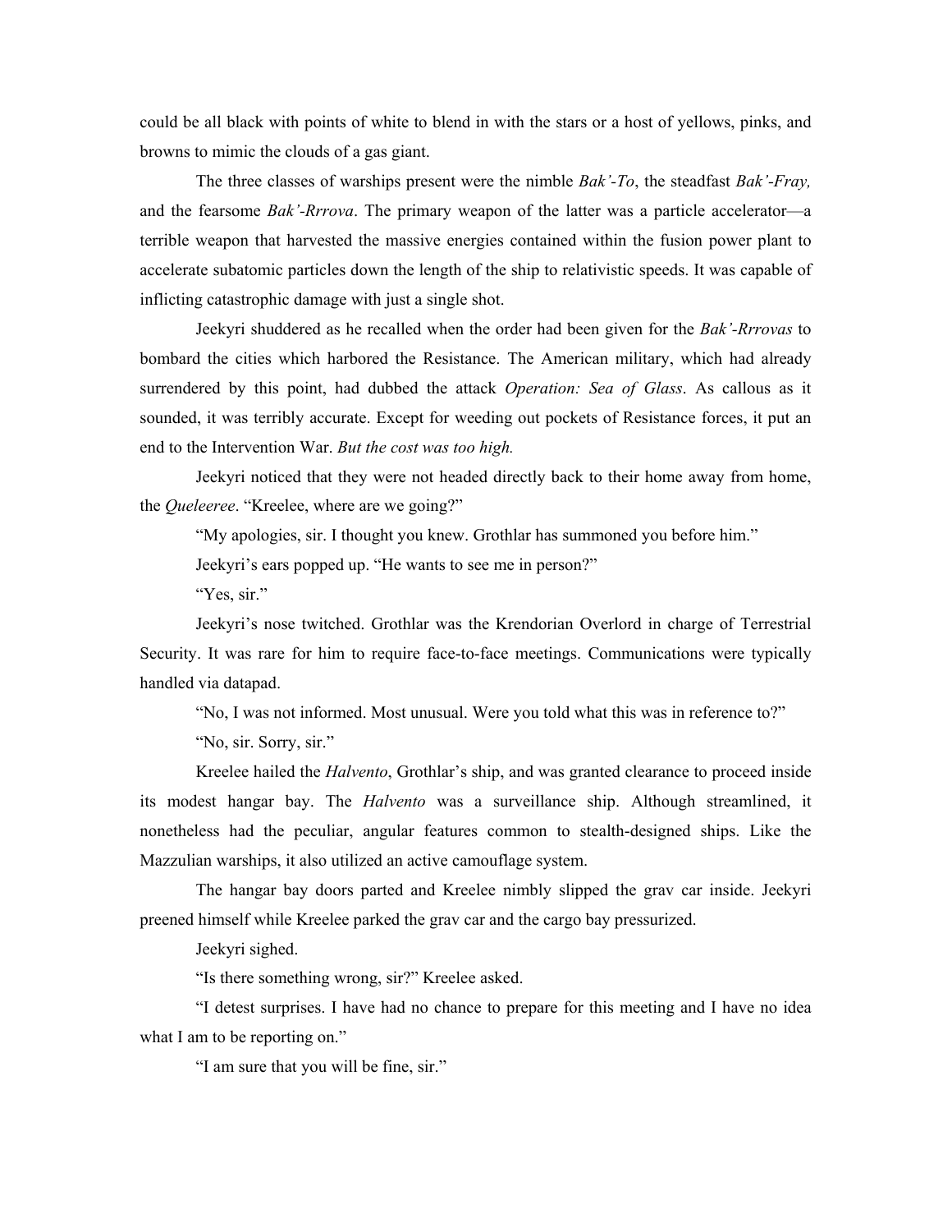could be all black with points of white to blend in with the stars or a host of yellows, pinks, and browns to mimic the clouds of a gas giant.

The three classes of warships present were the nimble *Bak'-To*, the steadfast *Bak'-Fray,* and the fearsome *Bak'-Rrrova*. The primary weapon of the latter was a particle accelerator—a terrible weapon that harvested the massive energies contained within the fusion power plant to accelerate subatomic particles down the length of the ship to relativistic speeds. It was capable of inflicting catastrophic damage with just a single shot.

Jeekyri shuddered as he recalled when the order had been given for the *Bak'-Rrrovas* to bombard the cities which harbored the Resistance. The American military, which had already surrendered by this point, had dubbed the attack *Operation: Sea of Glass*. As callous as it sounded, it was terribly accurate. Except for weeding out pockets of Resistance forces, it put an end to the Intervention War. *But the cost was too high.*

Jeekyri noticed that they were not headed directly back to their home away from home, the *Queleeree*. "Kreelee, where are we going?"

"My apologies, sir. I thought you knew. Grothlar has summoned you before him."

Jeekyri's ears popped up. "He wants to see me in person?"

"Yes, sir."

Jeekyri's nose twitched. Grothlar was the Krendorian Overlord in charge of Terrestrial Security. It was rare for him to require face-to-face meetings. Communications were typically handled via datapad.

"No, I was not informed. Most unusual. Were you told what this was in reference to?"

"No, sir. Sorry, sir."

Kreelee hailed the *Halvento*, Grothlar's ship, and was granted clearance to proceed inside its modest hangar bay. The *Halvento* was a surveillance ship. Although streamlined, it nonetheless had the peculiar, angular features common to stealth-designed ships. Like the Mazzulian warships, it also utilized an active camouflage system.

The hangar bay doors parted and Kreelee nimbly slipped the grav car inside. Jeekyri preened himself while Kreelee parked the grav car and the cargo bay pressurized.

Jeekyri sighed.

"Is there something wrong, sir?" Kreelee asked.

"I detest surprises. I have had no chance to prepare for this meeting and I have no idea what I am to be reporting on."

"I am sure that you will be fine, sir."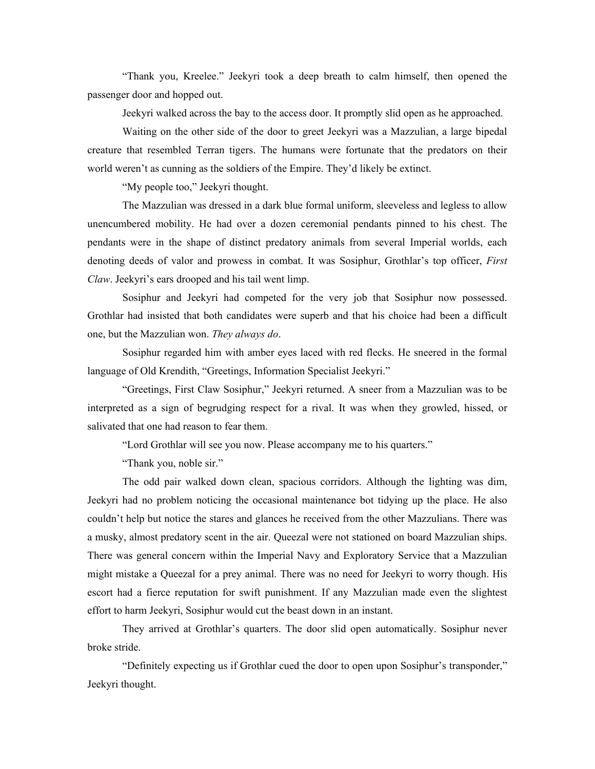"Thank you, Kreelee." Jeekyri took a deep breath to calm himself, then opened the passenger door and hopped out.

Jeekyri walked across the bay to the access door. It promptly slid open as he approached.

Waiting on the other side of the door to greet Jeekyri was a Mazzulian, a large bipedal creature that resembled Terran tigers. The humans were fortunate that the predators on their world weren't as cunning as the soldiers of the Empire. They'd likely be extinct.

"My people too," Jeekyri thought.

The Mazzulian was dressed in a dark blue formal uniform, sleeveless and legless to allow unencumbered mobility. He had over a dozen ceremonial pendants pinned to his chest. The pendants were in the shape of distinct predatory animals from several Imperial worlds, each denoting deeds of valor and prowess in combat. It was Sosiphur, Grothlar's top officer, *First Claw*. Jeekyri's ears drooped and his tail went limp.

Sosiphur and Jeekyri had competed for the very job that Sosiphur now possessed. Grothlar had insisted that both candidates were superb and that his choice had been a difficult one, but the Mazzulian won. *They always do*.

Sosiphur regarded him with amber eyes laced with red flecks. He sneered in the formal language of Old Krendith, "Greetings, Information Specialist Jeekyri."

"Greetings, First Claw Sosiphur," Jeekyri returned. A sneer from a Mazzulian was to be interpreted as a sign of begrudging respect for a rival. It was when they growled, hissed, or salivated that one had reason to fear them.

"Lord Grothlar will see you now. Please accompany me to his quarters."

"Thank you, noble sir."

The odd pair walked down clean, spacious corridors. Although the lighting was dim, Jeekyri had no problem noticing the occasional maintenance bot tidying up the place. He also couldn't help but notice the stares and glances he received from the other Mazzulians. There was a musky, almost predatory scent in the air. Queezal were not stationed on board Mazzulian ships. There was general concern within the Imperial Navy and Exploratory Service that a Mazzulian might mistake a Queezal for a prey animal. There was no need for Jeekyri to worry though. His escort had a fierce reputation for swift punishment. If any Mazzulian made even the slightest effort to harm Jeekyri, Sosiphur would cut the beast down in an instant.

They arrived at Grothlar's quarters. The door slid open automatically. Sosiphur never broke stride.

"Definitely expecting us if Grothlar cued the door to open upon Sosiphur's transponder," Jeekyri thought.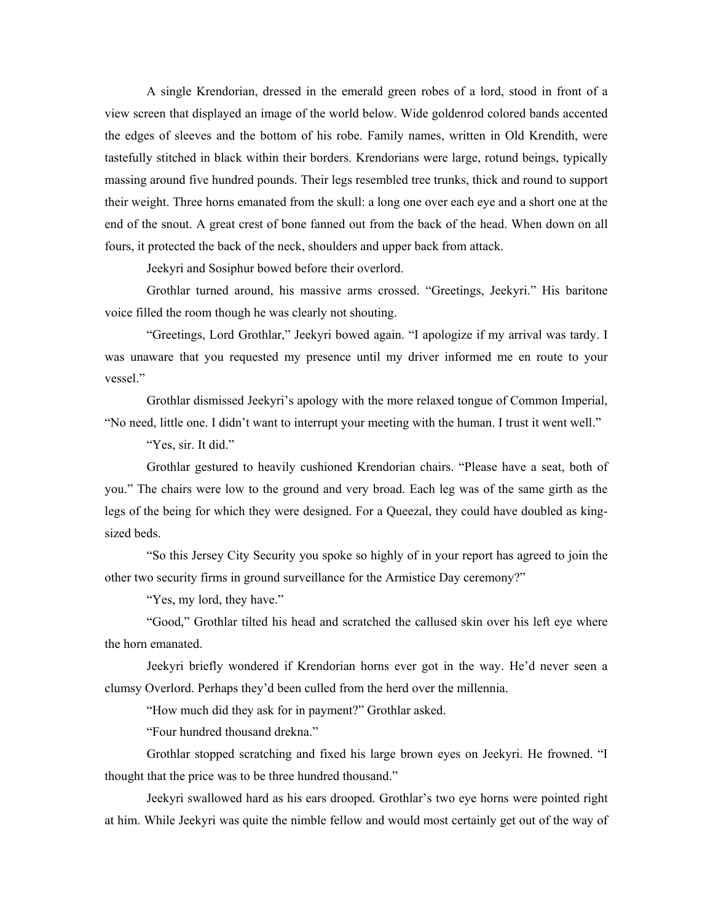A single Krendorian, dressed in the emerald green robes of a lord, stood in front of a view screen that displayed an image of the world below. Wide goldenrod colored bands accented the edges of sleeves and the bottom of his robe. Family names, written in Old Krendith, were tastefully stitched in black within their borders. Krendorians were large, rotund beings, typically massing around five hundred pounds. Their legs resembled tree trunks, thick and round to support their weight. Three horns emanated from the skull: a long one over each eye and a short one at the end of the snout. A great crest of bone fanned out from the back of the head. When down on all fours, it protected the back of the neck, shoulders and upper back from attack.

Jeekyri and Sosiphur bowed before their overlord.

Grothlar turned around, his massive arms crossed. "Greetings, Jeekyri." His baritone voice filled the room though he was clearly not shouting.

"Greetings, Lord Grothlar," Jeekyri bowed again. "I apologize if my arrival was tardy. I was unaware that you requested my presence until my driver informed me en route to your vessel."

Grothlar dismissed Jeekyri's apology with the more relaxed tongue of Common Imperial, "No need, little one. I didn't want to interrupt your meeting with the human. I trust it went well."

"Yes, sir. It did."

Grothlar gestured to heavily cushioned Krendorian chairs. "Please have a seat, both of you." The chairs were low to the ground and very broad. Each leg was of the same girth as the legs of the being for which they were designed. For a Queezal, they could have doubled as king-sized beds.

"So this Jersey City Security you spoke so highly of in your report has agreed to join the other two security firms in ground surveillance for the Armistice Day ceremony?"

"Yes, my lord, they have."

"Good," Grothlar tilted his head and scratched the callused skin over his left eye where the horn emanated.

Jeekyri briefly wondered if Krendorian horns ever got in the way. He'd never seen a clumsy Overlord. Perhaps they'd been culled from the herd over the millennia.

"How much did they ask for in payment?" Grothlar asked.

"Four hundred thousand drekna."

Grothlar stopped scratching and fixed his large brown eyes on Jeekyri. He frowned. "I thought that the price was to be three hundred thousand."

Jeekyri swallowed hard as his ears drooped. Grothlar's two eye horns were pointed right at him. While Jeekyri was quite the nimble fellow and would most certainly get out of the way of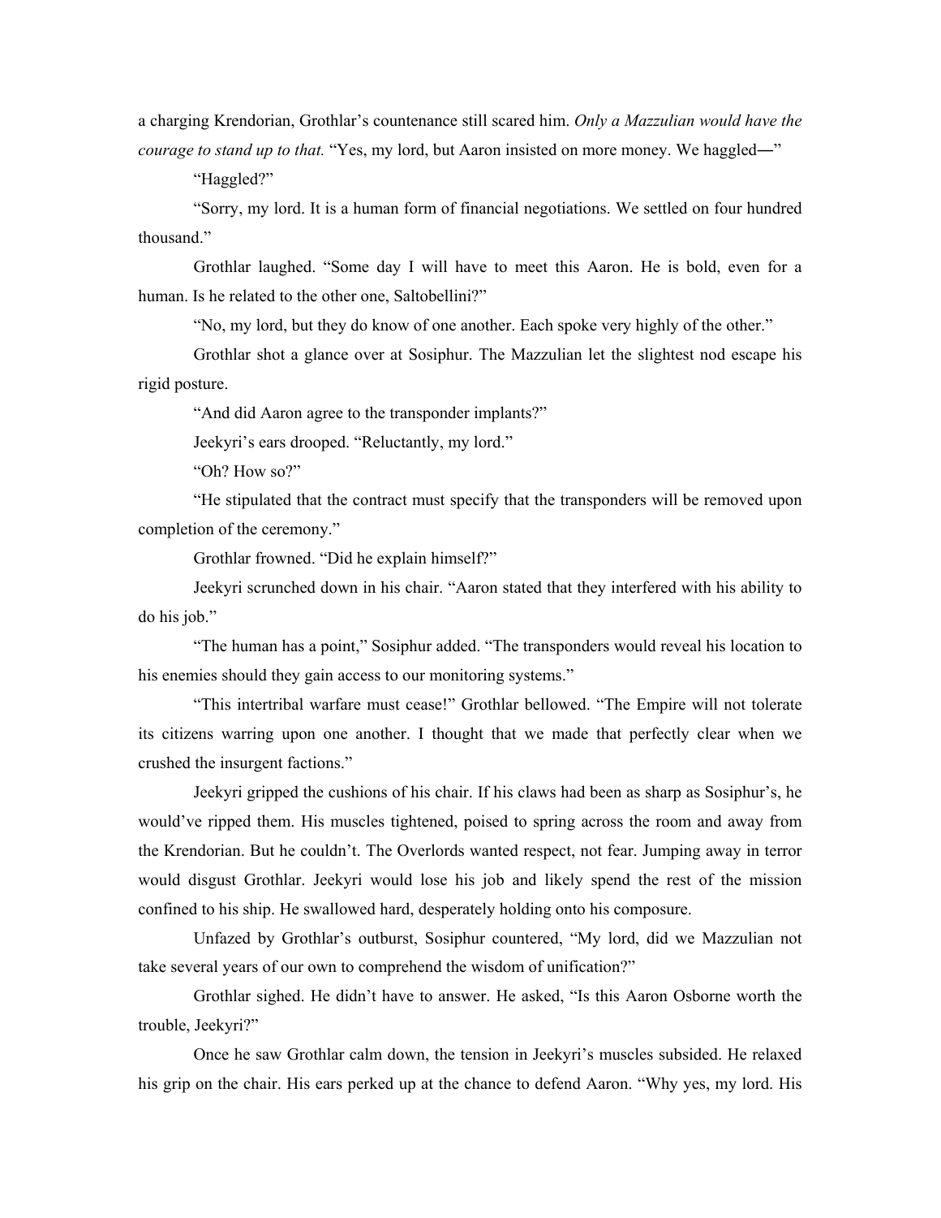a charging Krendorian, Grothlar's countenance still scared him. *Only a Mazzulian would have the courage to stand up to that.* "Yes, my lord, but Aaron insisted on more money. We haggled—"

"Haggled?"

"Sorry, my lord. It is a human form of financial negotiations. We settled on four hundred thousand."

Grothlar laughed. "Some day I will have to meet this Aaron. He is bold, even for a human. Is he related to the other one, Saltobellini?"

"No, my lord, but they do know of one another. Each spoke very highly of the other."

Grothlar shot a glance over at Sosiphur. The Mazzulian let the slightest nod escape his rigid posture.

"And did Aaron agree to the transponder implants?"

Jeekyri's ears drooped. "Reluctantly, my lord."

"Oh? How so?"

"He stipulated that the contract must specify that the transponders will be removed upon completion of the ceremony."

Grothlar frowned. "Did he explain himself?"

Jeekyri scrunched down in his chair. "Aaron stated that they interfered with his ability to do his job."

"The human has a point," Sosiphur added. "The transponders would reveal his location to his enemies should they gain access to our monitoring systems."

"This intertribal warfare must cease!" Grothlar bellowed. "The Empire will not tolerate its citizens warring upon one another. I thought that we made that perfectly clear when we crushed the insurgent factions."

Jeekyri gripped the cushions of his chair. If his claws had been as sharp as Sosiphur's, he would've ripped them. His muscles tightened, poised to spring across the room and away from the Krendorian. But he couldn't. The Overlords wanted respect, not fear. Jumping away in terror would disgust Grothlar. Jeekyri would lose his job and likely spend the rest of the mission confined to his ship. He swallowed hard, desperately holding onto his composure.

Unfazed by Grothlar's outburst, Sosiphur countered, "My lord, did we Mazzulian not take several years of our own to comprehend the wisdom of unification?"

Grothlar sighed. He didn't have to answer. He asked, "Is this Aaron Osborne worth the trouble, Jeekyri?"

Once he saw Grothlar calm down, the tension in Jeekyri's muscles subsided. He relaxed his grip on the chair. His ears perked up at the chance to defend Aaron. "Why yes, my lord. His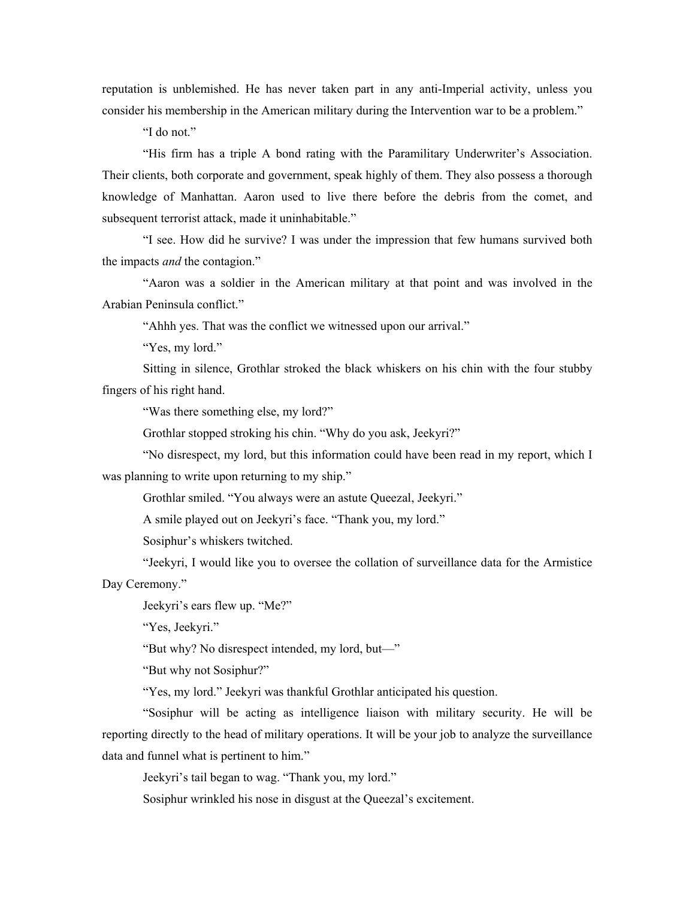reputation is unblemished. He has never taken part in any anti-Imperial activity, unless you consider his membership in the American military during the Intervention war to be a problem."

"I do not."

"His firm has a triple A bond rating with the Paramilitary Underwriter's Association. Their clients, both corporate and government, speak highly of them. They also possess a thorough knowledge of Manhattan. Aaron used to live there before the debris from the comet, and subsequent terrorist attack, made it uninhabitable."

"I see. How did he survive? I was under the impression that few humans survived both the impacts *and* the contagion."

"Aaron was a soldier in the American military at that point and was involved in the Arabian Peninsula conflict."

"Ahhh yes. That was the conflict we witnessed upon our arrival."

"Yes, my lord."

Sitting in silence, Grothlar stroked the black whiskers on his chin with the four stubby fingers of his right hand.

"Was there something else, my lord?"

Grothlar stopped stroking his chin. "Why do you ask, Jeekyri?"

"No disrespect, my lord, but this information could have been read in my report, which I was planning to write upon returning to my ship."

Grothlar smiled. "You always were an astute Queezal, Jeekyri."

A smile played out on Jeekyri's face. "Thank you, my lord."

Sosiphur's whiskers twitched.

"Jeekyri, I would like you to oversee the collation of surveillance data for the Armistice Day Ceremony."

Jeekyri's ears flew up. "Me?"

"Yes, Jeekyri."

"But why? No disrespect intended, my lord, but—"

"But why not Sosiphur?"

"Yes, my lord." Jeekyri was thankful Grothlar anticipated his question.

"Sosiphur will be acting as intelligence liaison with military security. He will be reporting directly to the head of military operations. It will be your job to analyze the surveillance data and funnel what is pertinent to him."

Jeekyri's tail began to wag. "Thank you, my lord."

Sosiphur wrinkled his nose in disgust at the Queezal's excitement.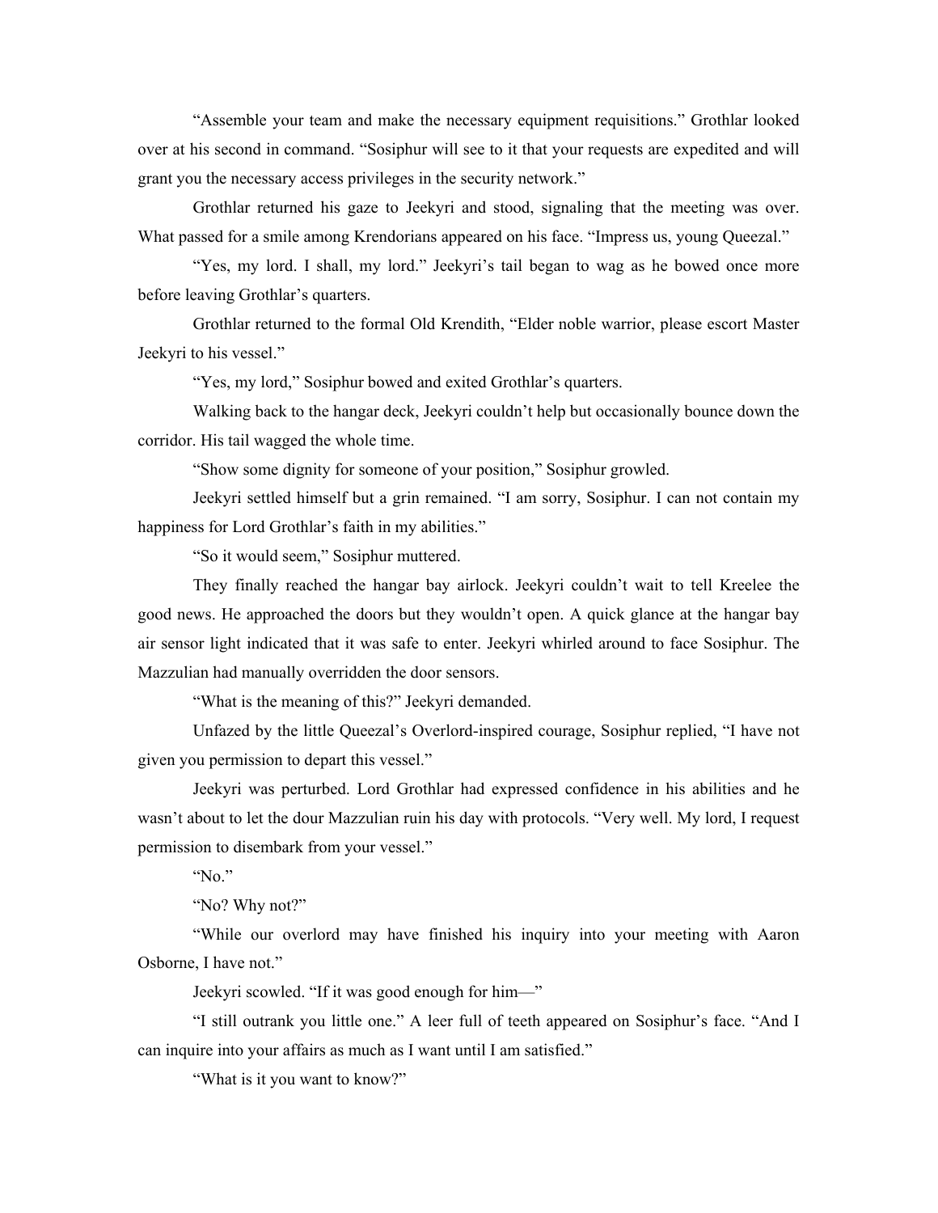"Assemble your team and make the necessary equipment requisitions." Grothlar looked over at his second in command. "Sosiphur will see to it that your requests are expedited and will grant you the necessary access privileges in the security network."

Grothlar returned his gaze to Jeekyri and stood, signaling that the meeting was over. What passed for a smile among Krendorians appeared on his face. "Impress us, young Queezal."

"Yes, my lord. I shall, my lord." Jeekyri's tail began to wag as he bowed once more before leaving Grothlar's quarters.

Grothlar returned to the formal Old Krendith, "Elder noble warrior, please escort Master Jeekyri to his vessel."

"Yes, my lord," Sosiphur bowed and exited Grothlar's quarters.

Walking back to the hangar deck, Jeekyri couldn't help but occasionally bounce down the corridor. His tail wagged the whole time.

"Show some dignity for someone of your position," Sosiphur growled.

Jeekyri settled himself but a grin remained. "I am sorry, Sosiphur. I can not contain my happiness for Lord Grothlar's faith in my abilities."

"So it would seem," Sosiphur muttered.

They finally reached the hangar bay airlock. Jeekyri couldn't wait to tell Kreelee the good news. He approached the doors but they wouldn't open. A quick glance at the hangar bay air sensor light indicated that it was safe to enter. Jeekyri whirled around to face Sosiphur. The Mazzulian had manually overridden the door sensors.

"What is the meaning of this?" Jeekyri demanded.

Unfazed by the little Queezal's Overlord-inspired courage, Sosiphur replied, "I have not given you permission to depart this vessel."

Jeekyri was perturbed. Lord Grothlar had expressed confidence in his abilities and he wasn't about to let the dour Mazzulian ruin his day with protocols. "Very well. My lord, I request permission to disembark from your vessel."

"No."

"No? Why not?"

"While our overlord may have finished his inquiry into your meeting with Aaron Osborne, I have not."

Jeekyri scowled. "If it was good enough for him—"

"I still outrank you little one." A leer full of teeth appeared on Sosiphur's face. "And I can inquire into your affairs as much as I want until I am satisfied."

"What is it you want to know?"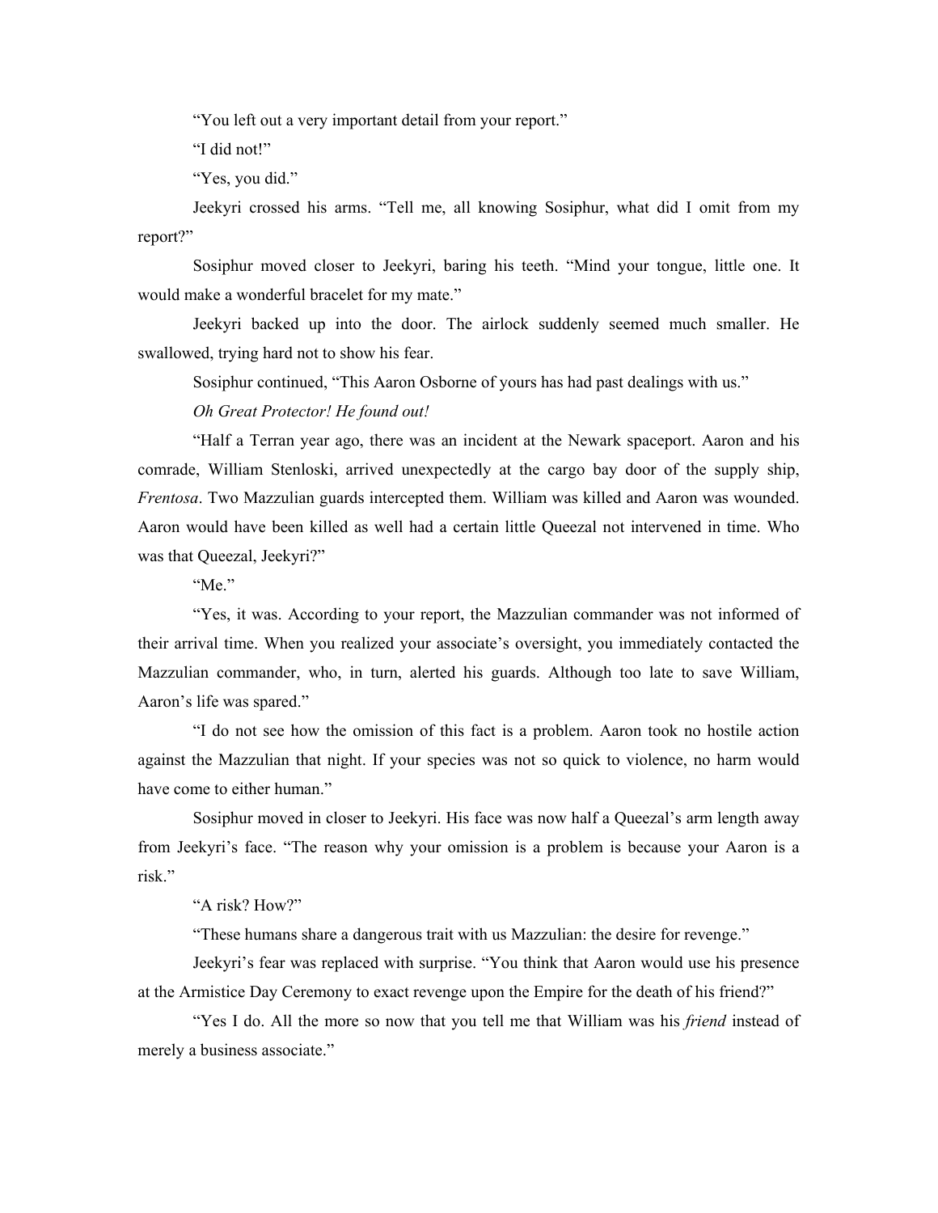"You left out a very important detail from your report."

"I did not!"

"Yes, you did."

Jeekyri crossed his arms. "Tell me, all knowing Sosiphur, what did I omit from my report?"

Sosiphur moved closer to Jeekyri, baring his teeth. "Mind your tongue, little one. It would make a wonderful bracelet for my mate."

Jeekyri backed up into the door. The airlock suddenly seemed much smaller. He swallowed, trying hard not to show his fear.

Sosiphur continued, "This Aaron Osborne of yours has had past dealings with us."

*Oh Great Protector! He found out!*

"Half a Terran year ago, there was an incident at the Newark spaceport. Aaron and his comrade, William Stenloski, arrived unexpectedly at the cargo bay door of the supply ship, *Frentosa*. Two Mazzulian guards intercepted them. William was killed and Aaron was wounded. Aaron would have been killed as well had a certain little Queezal not intervened in time. Who was that Queezal, Jeekyri?"

"Me."

"Yes, it was. According to your report, the Mazzulian commander was not informed of their arrival time. When you realized your associate's oversight, you immediately contacted the Mazzulian commander, who, in turn, alerted his guards. Although too late to save William, Aaron's life was spared."

"I do not see how the omission of this fact is a problem. Aaron took no hostile action against the Mazzulian that night. If your species was not so quick to violence, no harm would have come to either human."

Sosiphur moved in closer to Jeekyri. His face was now half a Queezal's arm length away from Jeekyri's face. "The reason why your omission is a problem is because your Aaron is a risk."

"A risk? How?"

"These humans share a dangerous trait with us Mazzulian: the desire for revenge."

Jeekyri's fear was replaced with surprise. "You think that Aaron would use his presence at the Armistice Day Ceremony to exact revenge upon the Empire for the death of his friend?"

"Yes I do. All the more so now that you tell me that William was his *friend* instead of merely a business associate."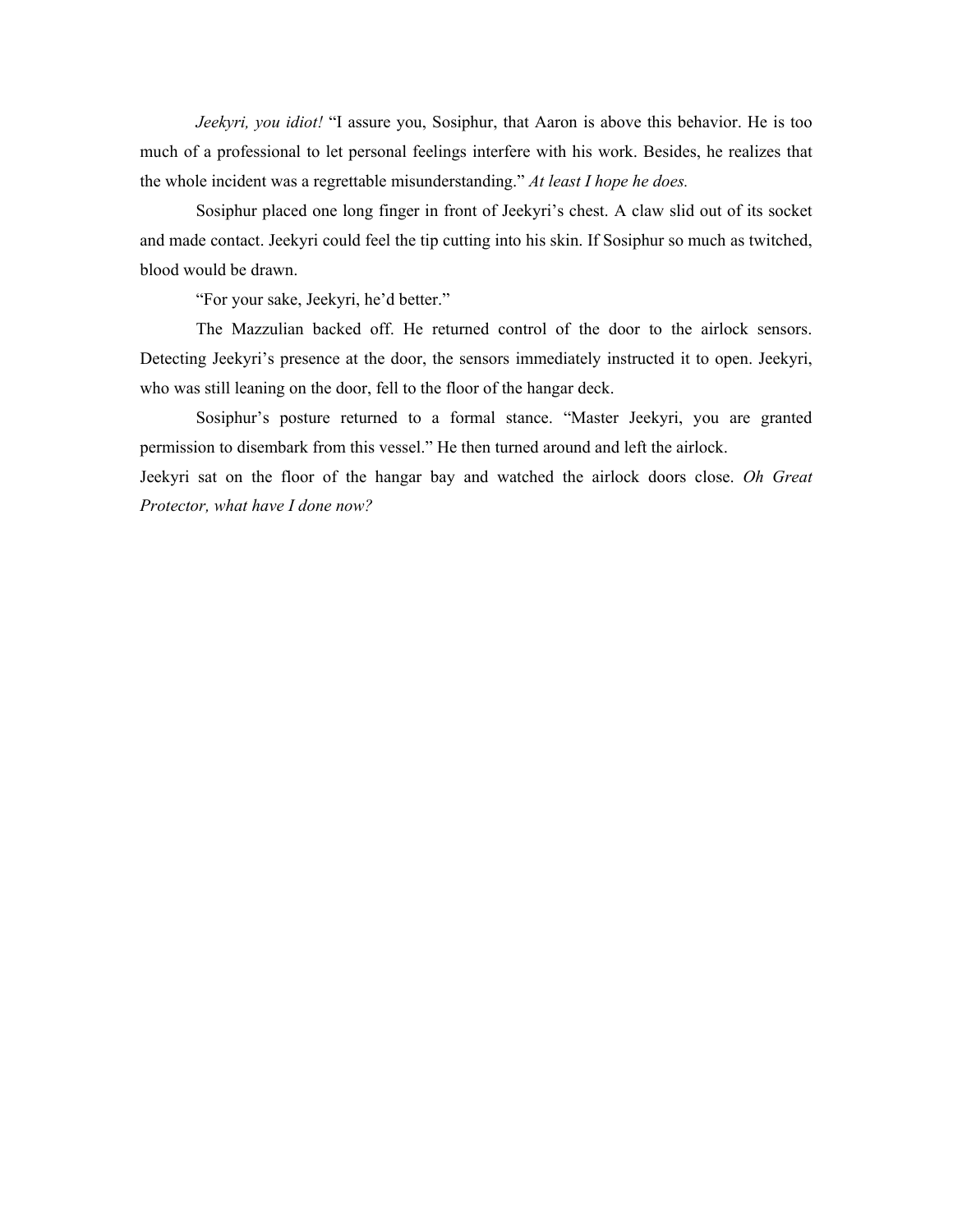*Jeekyri, you idiot!* "I assure you, Sosiphur, that Aaron is above this behavior. He is too much of a professional to let personal feelings interfere with his work. Besides, he realizes that the whole incident was a regrettable misunderstanding." *At least I hope he does.*

Sosiphur placed one long finger in front of Jeekyri's chest. A claw slid out of its socket and made contact. Jeekyri could feel the tip cutting into his skin. If Sosiphur so much as twitched, blood would be drawn.

"For your sake, Jeekyri, he'd better."

The Mazzulian backed off. He returned control of the door to the airlock sensors. Detecting Jeekyri's presence at the door, the sensors immediately instructed it to open. Jeekyri, who was still leaning on the door, fell to the floor of the hangar deck.

Sosiphur's posture returned to a formal stance. "Master Jeekyri, you are granted permission to disembark from this vessel." He then turned around and left the airlock.

Jeekyri sat on the floor of the hangar bay and watched the airlock doors close. *Oh Great Protector, what have I done now?*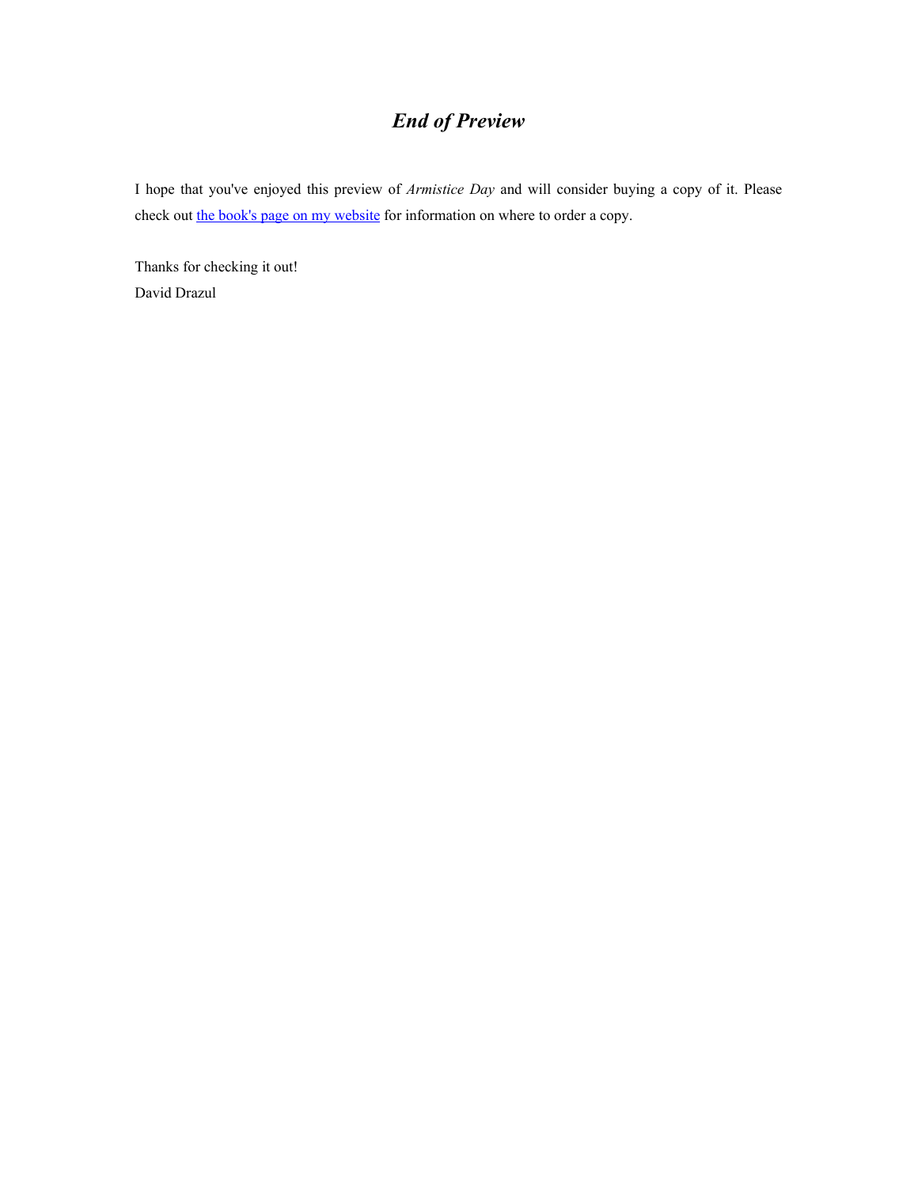## *End of Preview*

I hope that you've enjoyed this preview of *Armistice Day* and will consider buying a copy of it. Please check out the book's page on my website for information on where to order a copy.

Thanks for checking it out!
David Drazul